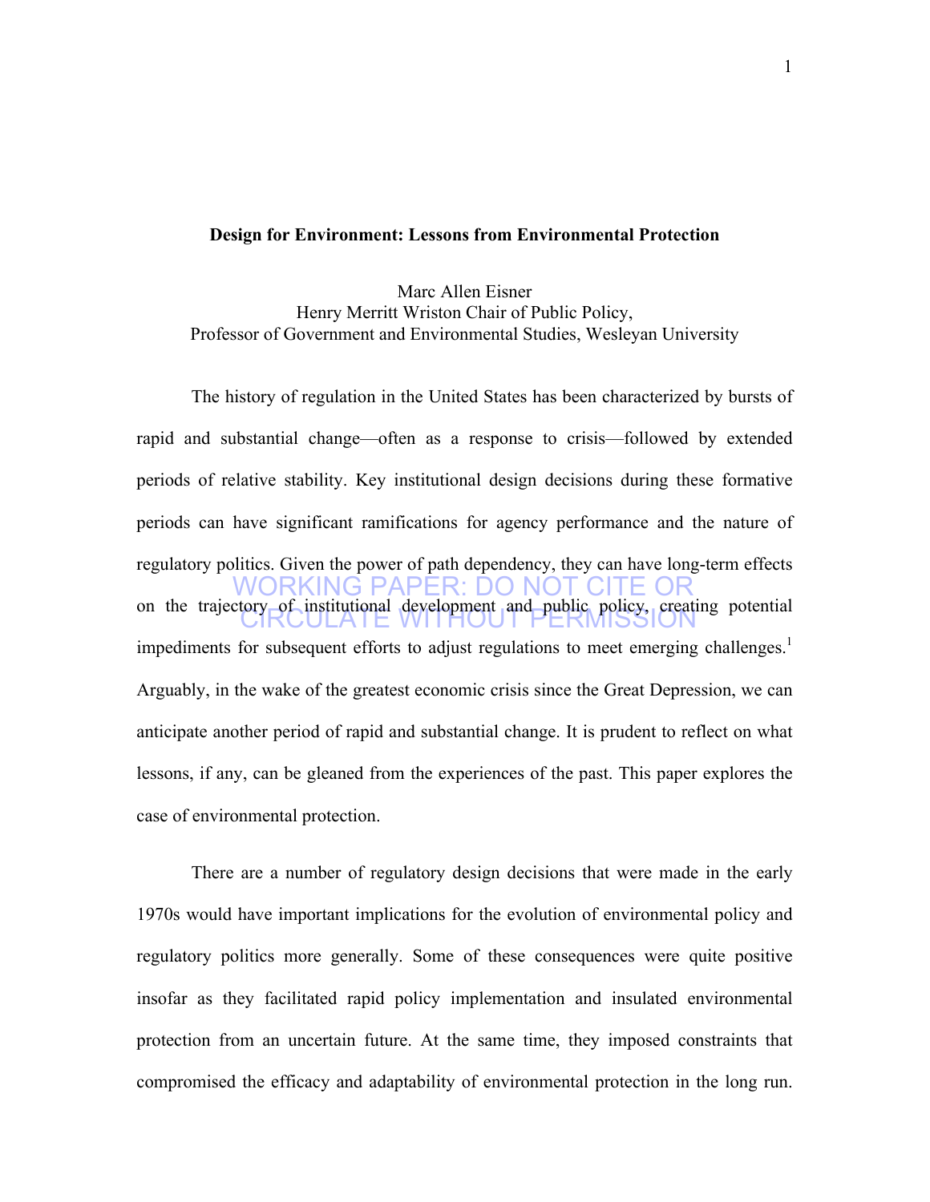# Design for Environment: Lessons from Environmental Protection

Marc Allen Eisner
Henry Merritt Wriston Chair of Public Policy,
Professor of Government and Environmental Studies, Wesleyan University

WORKING PAPER: DO NOT CITE OR CIRCULATE WITHOUT PERMISSION

The history of regulation in the United States has been characterized by bursts of rapid and substantial change—often as a response to crisis—followed by extended periods of relative stability. Key institutional design decisions during these formative periods can have significant ramifications for agency performance and the nature of regulatory politics. Given the power of path dependency, they can have long-term effects on the trajectory of institutional development and public policy, creating potential impediments for subsequent efforts to adjust regulations to meet emerging challenges.[1] Arguably, in the wake of the greatest economic crisis since the Great Depression, we can anticipate another period of rapid and substantial change. It is prudent to reflect on what lessons, if any, can be gleaned from the experiences of the past. This paper explores the case of environmental protection.

There are a number of regulatory design decisions that were made in the early 1970s would have important implications for the evolution of environmental policy and regulatory politics more generally. Some of these consequences were quite positive insofar as they facilitated rapid policy implementation and insulated environmental protection from an uncertain future. At the same time, they imposed constraints that compromised the efficacy and adaptability of environmental protection in the long run.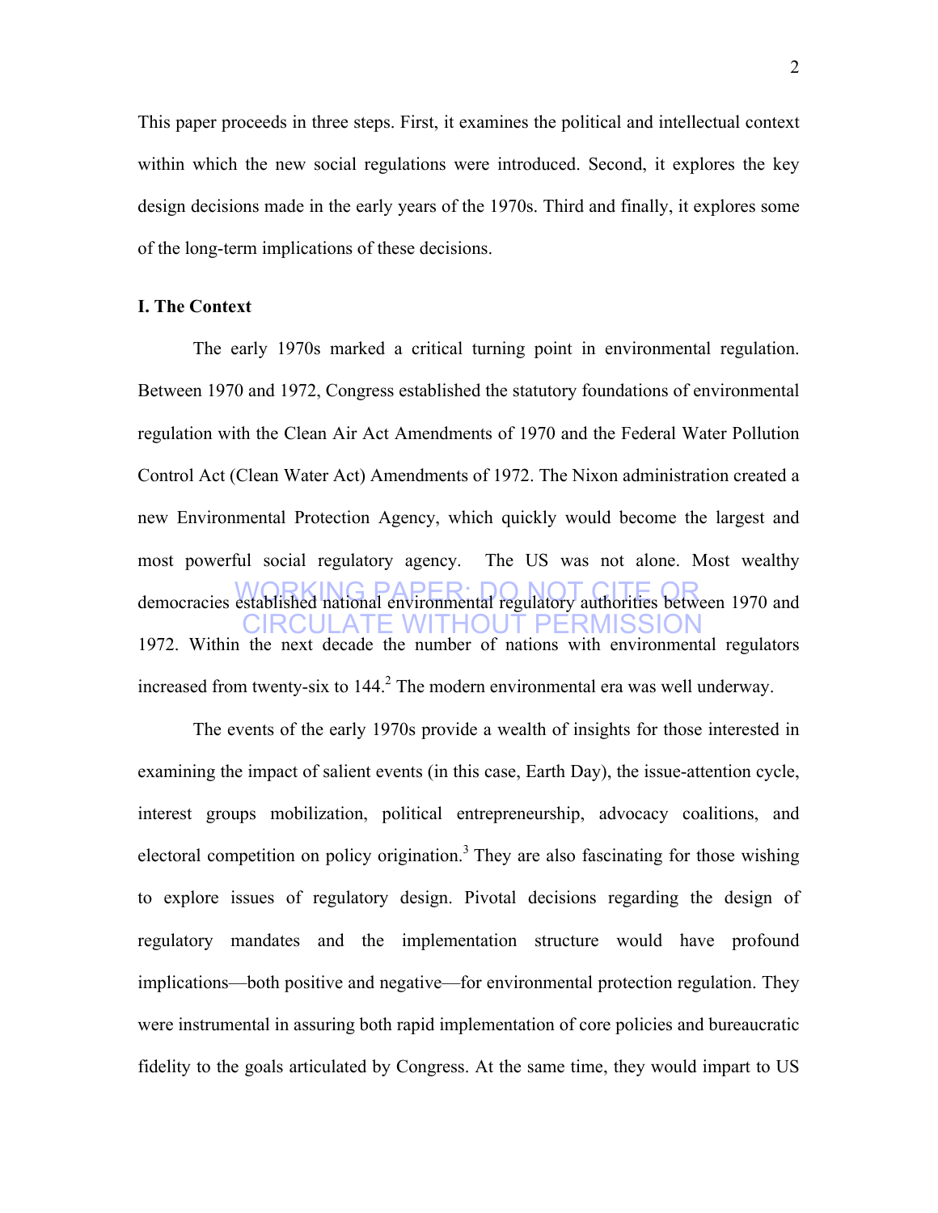This paper proceeds in three steps. First, it examines the political and intellectual context within which the new social regulations were introduced. Second, it explores the key design decisions made in the early years of the 1970s. Third and finally, it explores some of the long-term implications of these decisions.

**I. The Context**

The early 1970s marked a critical turning point in environmental regulation. Between 1970 and 1972, Congress established the statutory foundations of environmental regulation with the Clean Air Act Amendments of 1970 and the Federal Water Pollution Control Act (Clean Water Act) Amendments of 1972. The Nixon administration created a new Environmental Protection Agency, which quickly would become the largest and most powerful social regulatory agency. The US was not alone. Most wealthy democracies established national environmental regulatory authorities between 1970 and 1972. Within the next decade the number of nations with environmental regulators increased from twenty-six to 144.[2] The modern environmental era was well underway.

WORKING PAPER: DO NOT CITE OR CIRCULATE WITHOUT PERMISSION

The events of the early 1970s provide a wealth of insights for those interested in examining the impact of salient events (in this case, Earth Day), the issue-attention cycle, interest groups mobilization, political entrepreneurship, advocacy coalitions, and electoral competition on policy origination.[3] They are also fascinating for those wishing to explore issues of regulatory design. Pivotal decisions regarding the design of regulatory mandates and the implementation structure would have profound implications—both positive and negative—for environmental protection regulation. They were instrumental in assuring both rapid implementation of core policies and bureaucratic fidelity to the goals articulated by Congress. At the same time, they would impart to US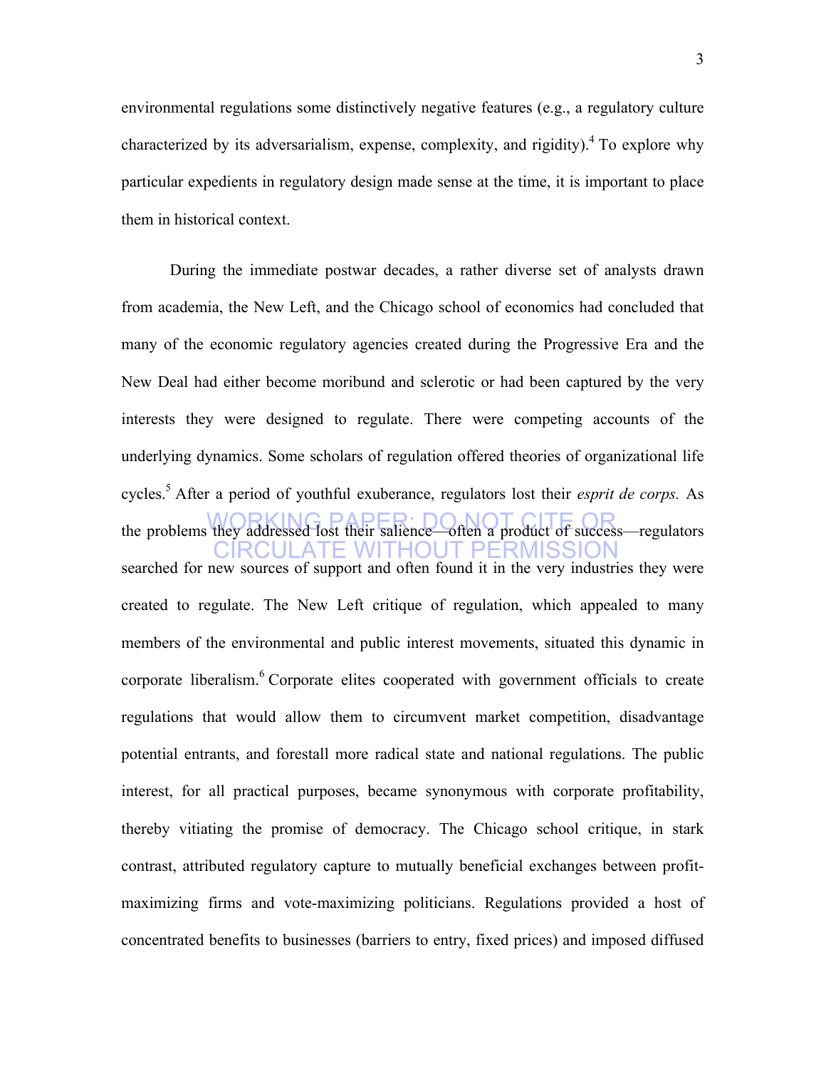environmental regulations some distinctively negative features (e.g., a regulatory culture characterized by its adversarialism, expense, complexity, and rigidity).[4] To explore why particular expedients in regulatory design made sense at the time, it is important to place them in historical context.

During the immediate postwar decades, a rather diverse set of analysts drawn from academia, the New Left, and the Chicago school of economics had concluded that many of the economic regulatory agencies created during the Progressive Era and the New Deal had either become moribund and sclerotic or had been captured by the very interests they were designed to regulate. There were competing accounts of the underlying dynamics. Some scholars of regulation offered theories of organizational life cycles.[5] After a period of youthful exuberance, regulators lost their *esprit de corps.* As the problems they addressed lost their salience—often a product of success—regulators searched for new sources of support and often found it in the very industries they were created to regulate. The New Left critique of regulation, which appealed to many members of the environmental and public interest movements, situated this dynamic in corporate liberalism.[6] Corporate elites cooperated with government officials to create regulations that would allow them to circumvent market competition, disadvantage potential entrants, and forestall more radical state and national regulations. The public interest, for all practical purposes, became synonymous with corporate profitability, thereby vitiating the promise of democracy. The Chicago school critique, in stark contrast, attributed regulatory capture to mutually beneficial exchanges between profit-maximizing firms and vote-maximizing politicians. Regulations provided a host of concentrated benefits to businesses (barriers to entry, fixed prices) and imposed diffused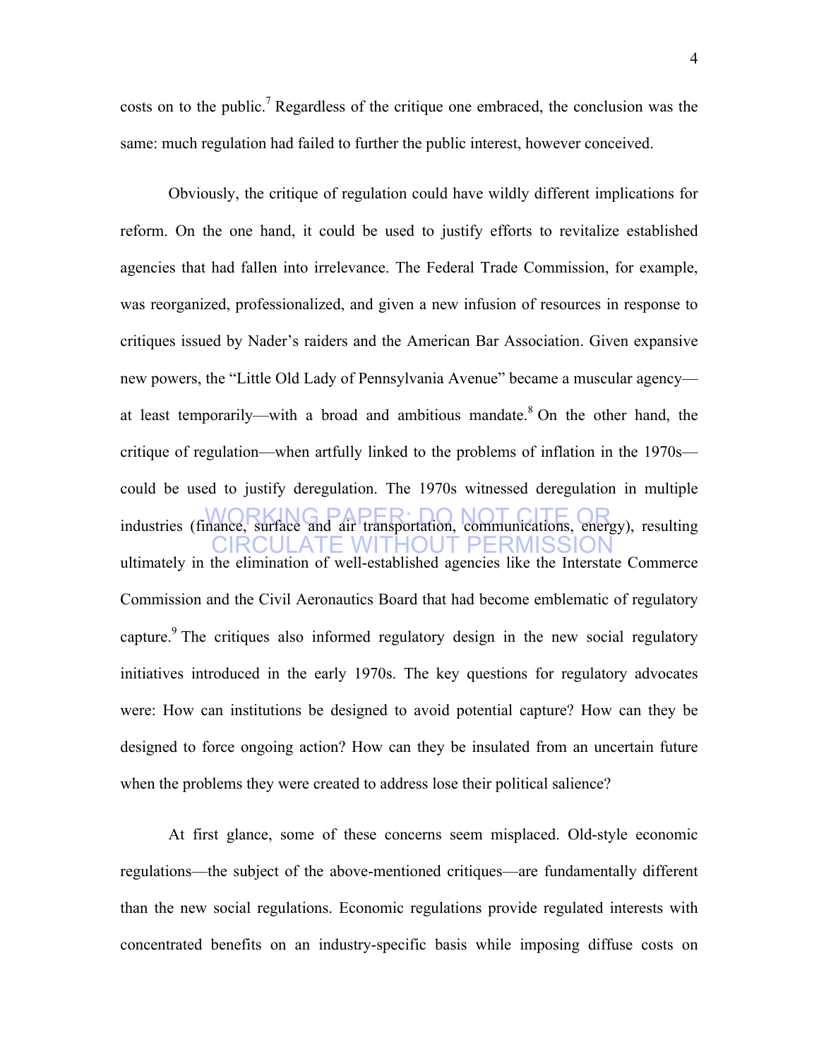costs on to the public.[7] Regardless of the critique one embraced, the conclusion was the same: much regulation had failed to further the public interest, however conceived.

Obviously, the critique of regulation could have wildly different implications for reform. On the one hand, it could be used to justify efforts to revitalize established agencies that had fallen into irrelevance. The Federal Trade Commission, for example, was reorganized, professionalized, and given a new infusion of resources in response to critiques issued by Nader's raiders and the American Bar Association. Given expansive new powers, the "Little Old Lady of Pennsylvania Avenue" became a muscular agency—at least temporarily—with a broad and ambitious mandate.[8] On the other hand, the critique of regulation—when artfully linked to the problems of inflation in the 1970s—could be used to justify deregulation. The 1970s witnessed deregulation in multiple industries (finance, surface and air transportation, communications, energy), resulting ultimately in the elimination of well-established agencies like the Interstate Commerce Commission and the Civil Aeronautics Board that had become emblematic of regulatory capture.[9] The critiques also informed regulatory design in the new social regulatory initiatives introduced in the early 1970s. The key questions for regulatory advocates were: How can institutions be designed to avoid potential capture? How can they be designed to force ongoing action? How can they be insulated from an uncertain future when the problems they were created to address lose their political salience?

At first glance, some of these concerns seem misplaced. Old-style economic regulations—the subject of the above-mentioned critiques—are fundamentally different than the new social regulations. Economic regulations provide regulated interests with concentrated benefits on an industry-specific basis while imposing diffuse costs on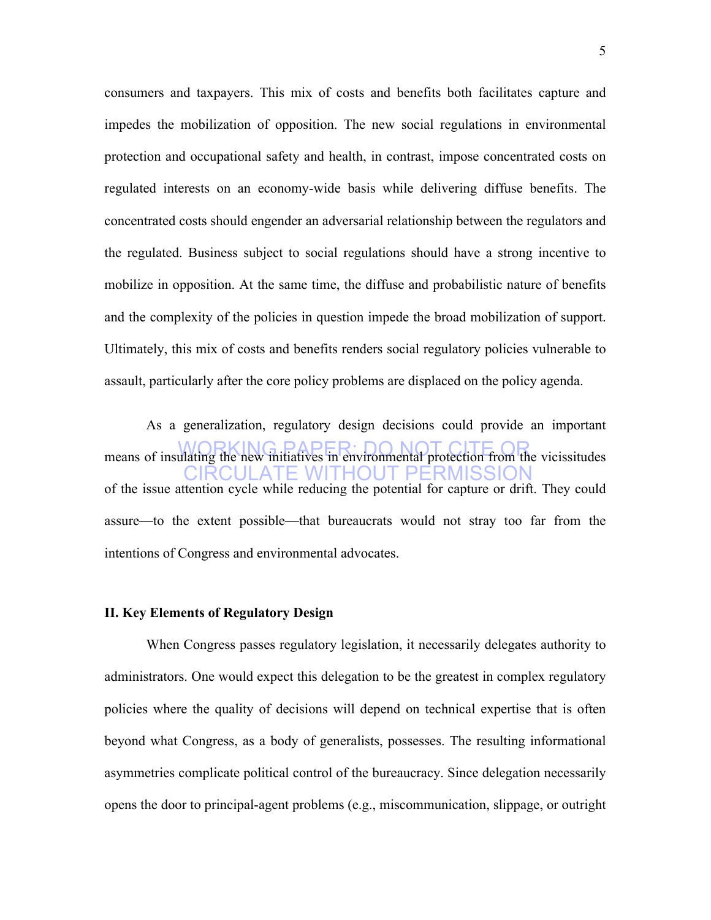consumers and taxpayers. This mix of costs and benefits both facilitates capture and impedes the mobilization of opposition. The new social regulations in environmental protection and occupational safety and health, in contrast, impose concentrated costs on regulated interests on an economy-wide basis while delivering diffuse benefits. The concentrated costs should engender an adversarial relationship between the regulators and the regulated. Business subject to social regulations should have a strong incentive to mobilize in opposition. At the same time, the diffuse and probabilistic nature of benefits and the complexity of the policies in question impede the broad mobilization of support. Ultimately, this mix of costs and benefits renders social regulatory policies vulnerable to assault, particularly after the core policy problems are displaced on the policy agenda.

As a generalization, regulatory design decisions could provide an important means of insulating the new initiatives in environmental protection from the vicissitudes of the issue attention cycle while reducing the potential for capture or drift. They could assure—to the extent possible—that bureaucrats would not stray too far from the intentions of Congress and environmental advocates.

WORKING PAPER: DO NOT CITE OR CIRCULATE WITHOUT PERMISSION

## II. Key Elements of Regulatory Design

When Congress passes regulatory legislation, it necessarily delegates authority to administrators. One would expect this delegation to be the greatest in complex regulatory policies where the quality of decisions will depend on technical expertise that is often beyond what Congress, as a body of generalists, possesses. The resulting informational asymmetries complicate political control of the bureaucracy. Since delegation necessarily opens the door to principal-agent problems (e.g., miscommunication, slippage, or outright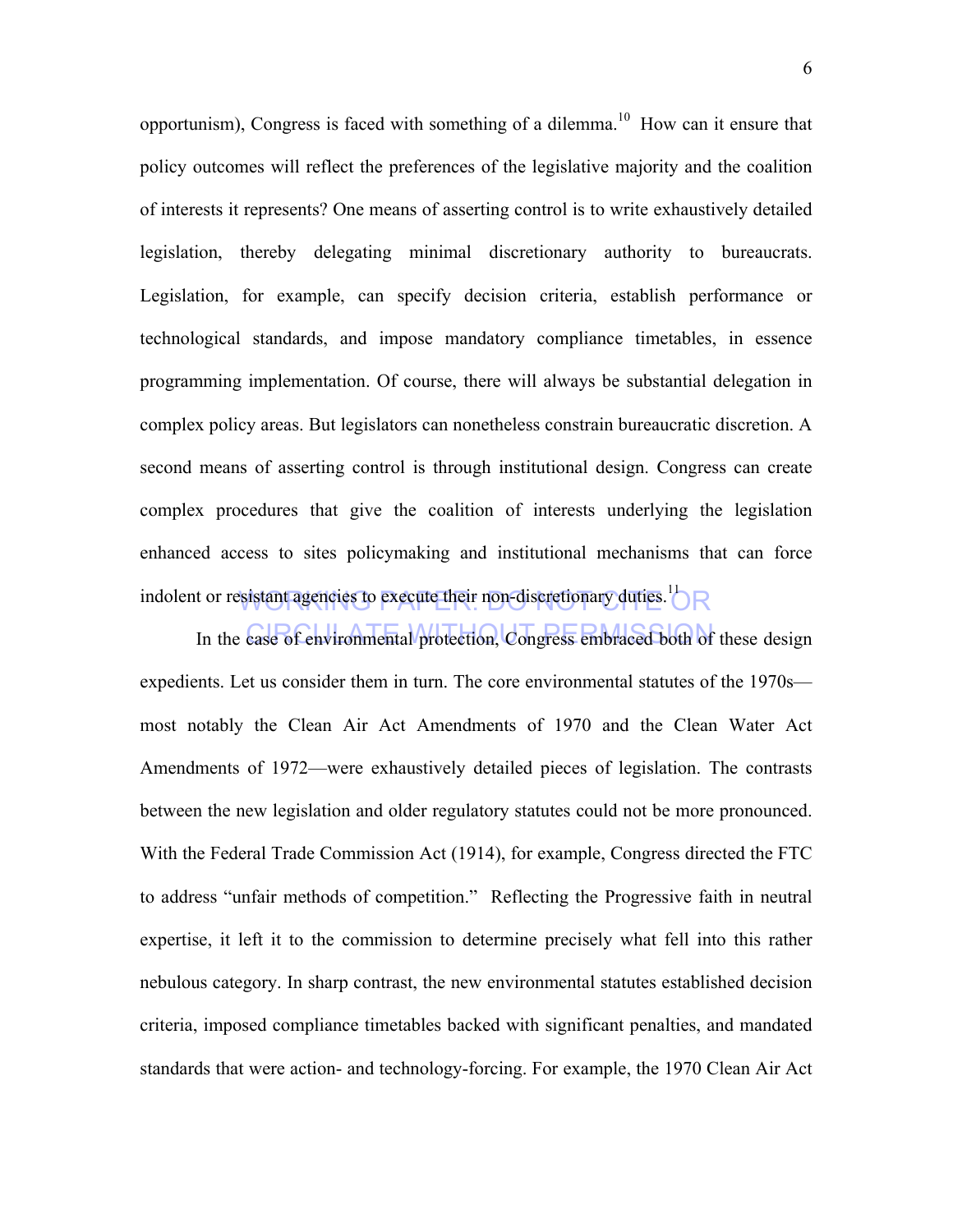opportunism), Congress is faced with something of a dilemma.[10] How can it ensure that policy outcomes will reflect the preferences of the legislative majority and the coalition of interests it represents? One means of asserting control is to write exhaustively detailed legislation, thereby delegating minimal discretionary authority to bureaucrats. Legislation, for example, can specify decision criteria, establish performance or technological standards, and impose mandatory compliance timetables, in essence programming implementation. Of course, there will always be substantial delegation in complex policy areas. But legislators can nonetheless constrain bureaucratic discretion. A second means of asserting control is through institutional design. Congress can create complex procedures that give the coalition of interests underlying the legislation enhanced access to sites policymaking and institutional mechanisms that can force indolent or resistant agencies to execute their non-discretionary duties.[11]

In the case of environmental protection, Congress embraced both of these design expedients. Let us consider them in turn. The core environmental statutes of the 1970s—most notably the Clean Air Act Amendments of 1970 and the Clean Water Act Amendments of 1972—were exhaustively detailed pieces of legislation. The contrasts between the new legislation and older regulatory statutes could not be more pronounced. With the Federal Trade Commission Act (1914), for example, Congress directed the FTC to address "unfair methods of competition." Reflecting the Progressive faith in neutral expertise, it left it to the commission to determine precisely what fell into this rather nebulous category. In sharp contrast, the new environmental statutes established decision criteria, imposed compliance timetables backed with significant penalties, and mandated standards that were action- and technology-forcing. For example, the 1970 Clean Air Act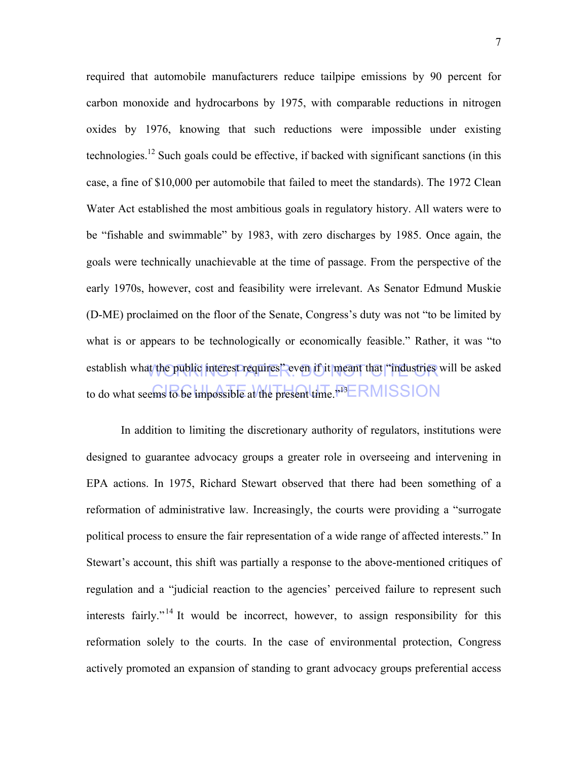required that automobile manufacturers reduce tailpipe emissions by 90 percent for carbon monoxide and hydrocarbons by 1975, with comparable reductions in nitrogen oxides by 1976, knowing that such reductions were impossible under existing technologies.[12] Such goals could be effective, if backed with significant sanctions (in this case, a fine of $10,000 per automobile that failed to meet the standards). The 1972 Clean Water Act established the most ambitious goals in regulatory history. All waters were to be "fishable and swimmable" by 1983, with zero discharges by 1985. Once again, the goals were technically unachievable at the time of passage. From the perspective of the early 1970s, however, cost and feasibility were irrelevant. As Senator Edmund Muskie (D-ME) proclaimed on the floor of the Senate, Congress's duty was not "to be limited by what is or appears to be technologically or economically feasible." Rather, it was "to establish what the public interest requires" even if it meant that "industries will be asked to do what seems to be impossible at the present time."[13]

In addition to limiting the discretionary authority of regulators, institutions were designed to guarantee advocacy groups a greater role in overseeing and intervening in EPA actions. In 1975, Richard Stewart observed that there had been something of a reformation of administrative law. Increasingly, the courts were providing a "surrogate political process to ensure the fair representation of a wide range of affected interests." In Stewart's account, this shift was partially a response to the above-mentioned critiques of regulation and a "judicial reaction to the agencies' perceived failure to represent such interests fairly."[14] It would be incorrect, however, to assign responsibility for this reformation solely to the courts. In the case of environmental protection, Congress actively promoted an expansion of standing to grant advocacy groups preferential access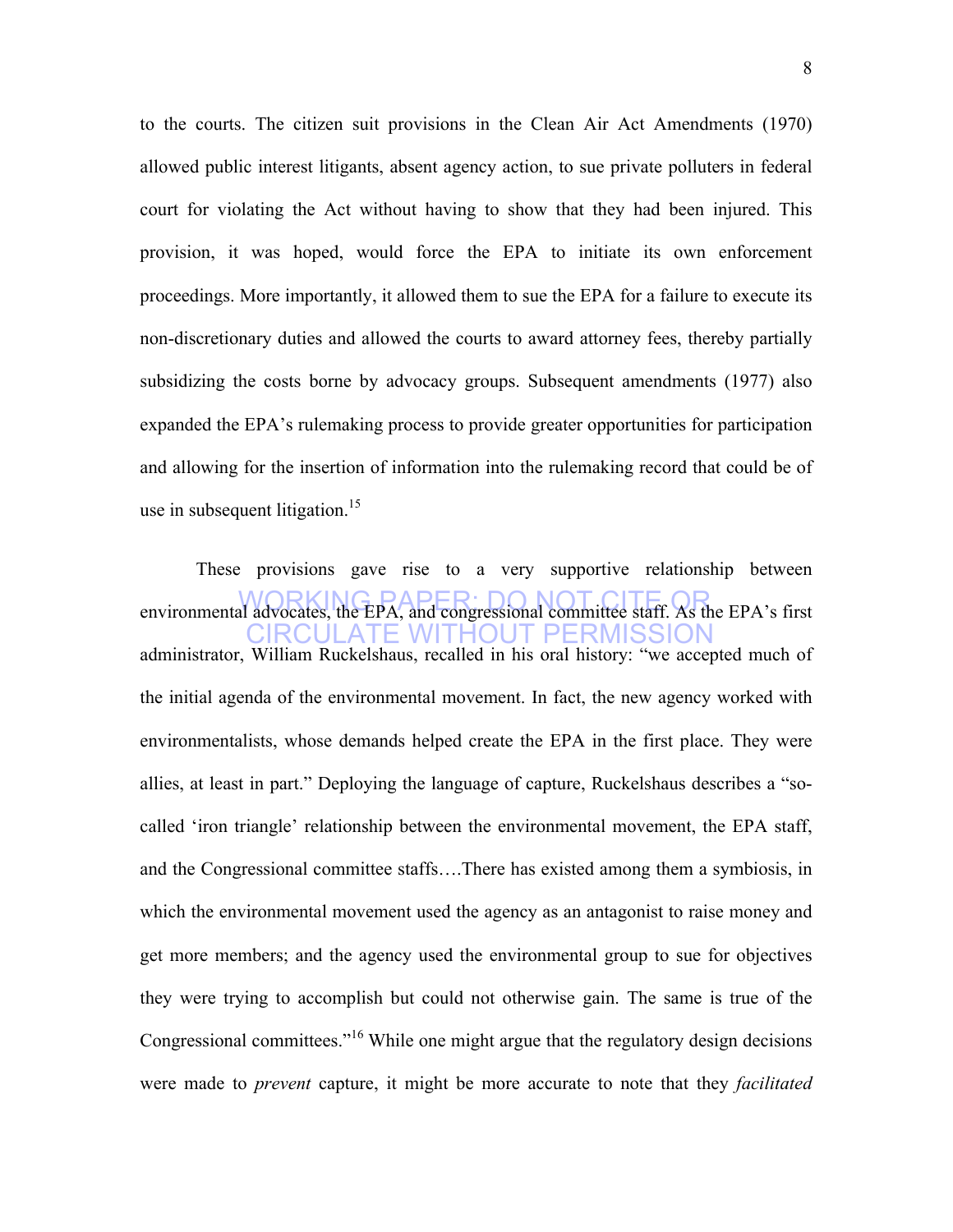to the courts. The citizen suit provisions in the Clean Air Act Amendments (1970) allowed public interest litigants, absent agency action, to sue private polluters in federal court for violating the Act without having to show that they had been injured. This provision, it was hoped, would force the EPA to initiate its own enforcement proceedings. More importantly, it allowed them to sue the EPA for a failure to execute its non-discretionary duties and allowed the courts to award attorney fees, thereby partially subsidizing the costs borne by advocacy groups. Subsequent amendments (1977) also expanded the EPA's rulemaking process to provide greater opportunities for participation and allowing for the insertion of information into the rulemaking record that could be of use in subsequent litigation.[15]

These provisions gave rise to a very supportive relationship between environmental advocates, the EPA, and congressional committee staff. As the EPA's first administrator, William Ruckelshaus, recalled in his oral history: "we accepted much of the initial agenda of the environmental movement. In fact, the new agency worked with environmentalists, whose demands helped create the EPA in the first place. They were allies, at least in part." Deploying the language of capture, Ruckelshaus describes a "so-called 'iron triangle' relationship between the environmental movement, the EPA staff, and the Congressional committee staffs….There has existed among them a symbiosis, in which the environmental movement used the agency as an antagonist to raise money and get more members; and the agency used the environmental group to sue for objectives they were trying to accomplish but could not otherwise gain. The same is true of the Congressional committees."[16] While one might argue that the regulatory design decisions were made to *prevent* capture, it might be more accurate to note that they *facilitated*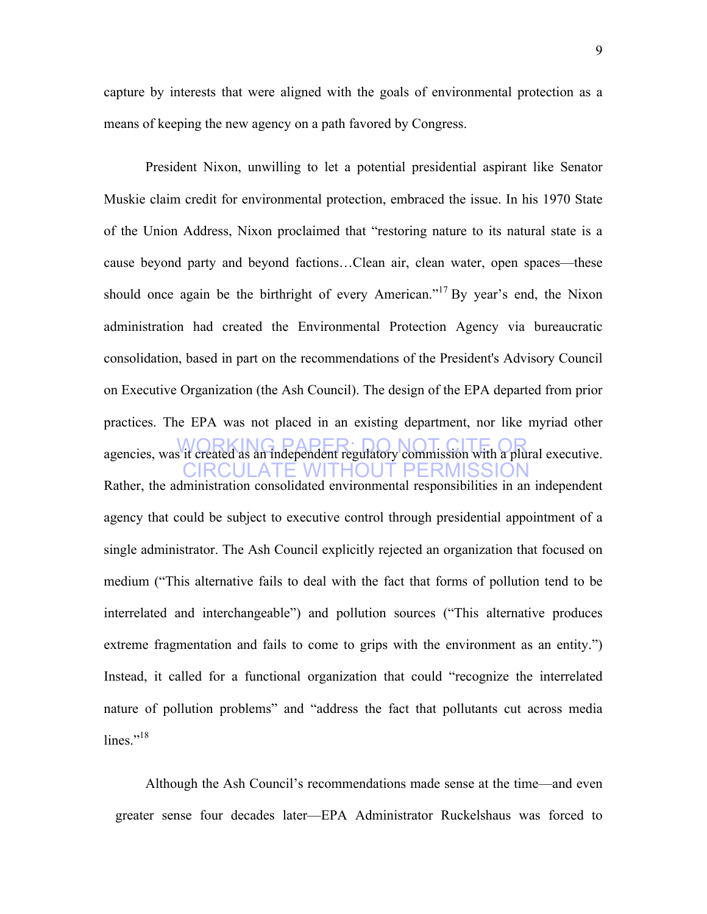capture by interests that were aligned with the goals of environmental protection as a means of keeping the new agency on a path favored by Congress.

President Nixon, unwilling to let a potential presidential aspirant like Senator Muskie claim credit for environmental protection, embraced the issue. In his 1970 State of the Union Address, Nixon proclaimed that "restoring nature to its natural state is a cause beyond party and beyond factions…Clean air, clean water, open spaces—these should once again be the birthright of every American."[17] By year's end, the Nixon administration had created the Environmental Protection Agency via bureaucratic consolidation, based in part on the recommendations of the President's Advisory Council on Executive Organization (the Ash Council). The design of the EPA departed from prior practices. The EPA was not placed in an existing department, nor like myriad other agencies, was it created as an independent regulatory commission with a plural executive. Rather, the administration consolidated environmental responsibilities in an independent agency that could be subject to executive control through presidential appointment of a single administrator. The Ash Council explicitly rejected an organization that focused on medium ("This alternative fails to deal with the fact that forms of pollution tend to be interrelated and interchangeable") and pollution sources ("This alternative produces extreme fragmentation and fails to come to grips with the environment as an entity.") Instead, it called for a functional organization that could "recognize the interrelated nature of pollution problems" and "address the fact that pollutants cut across media lines."[18]

WORKING PAPER: DO NOT CITE OR CIRCULATE WITHOUT PERMISSION

Although the Ash Council's recommendations made sense at the time—and even greater sense four decades later—EPA Administrator Ruckelshaus was forced to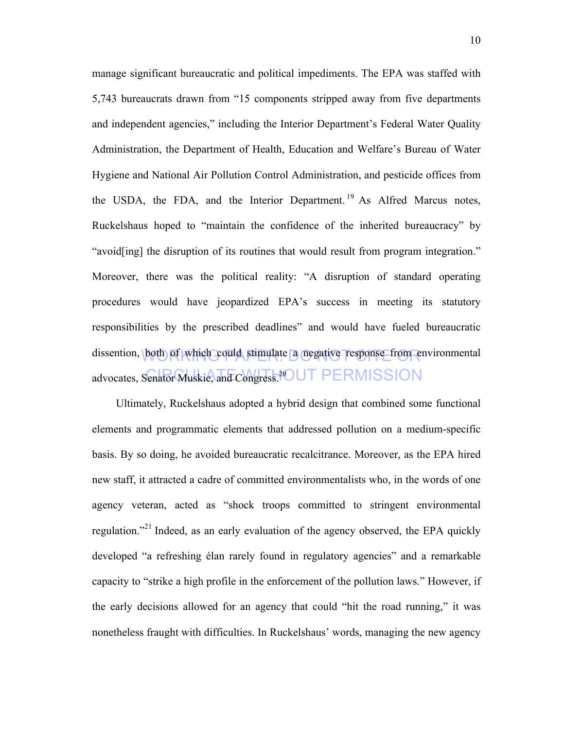manage significant bureaucratic and political impediments. The EPA was staffed with 5,743 bureaucrats drawn from "15 components stripped away from five departments and independent agencies," including the Interior Department's Federal Water Quality Administration, the Department of Health, Education and Welfare's Bureau of Water Hygiene and National Air Pollution Control Administration, and pesticide offices from the USDA, the FDA, and the Interior Department.[19] As Alfred Marcus notes, Ruckelshaus hoped to "maintain the confidence of the inherited bureaucracy" by "avoid[ing] the disruption of its routines that would result from program integration." Moreover, there was the political reality: "A disruption of standard operating procedures would have jeopardized EPA's success in meeting its statutory responsibilities by the prescribed deadlines" and would have fueled bureaucratic dissention, both of which could stimulate a negative response from environmental advocates, Senator Muskie, and Congress.[20]

Ultimately, Ruckelshaus adopted a hybrid design that combined some functional elements and programmatic elements that addressed pollution on a medium-specific basis. By so doing, he avoided bureaucratic recalcitrance. Moreover, as the EPA hired new staff, it attracted a cadre of committed environmentalists who, in the words of one agency veteran, acted as "shock troops committed to stringent environmental regulation."[21] Indeed, as an early evaluation of the agency observed, the EPA quickly developed "a refreshing élan rarely found in regulatory agencies" and a remarkable capacity to "strike a high profile in the enforcement of the pollution laws." However, if the early decisions allowed for an agency that could "hit the road running," it was nonetheless fraught with difficulties. In Ruckelshaus' words, managing the new agency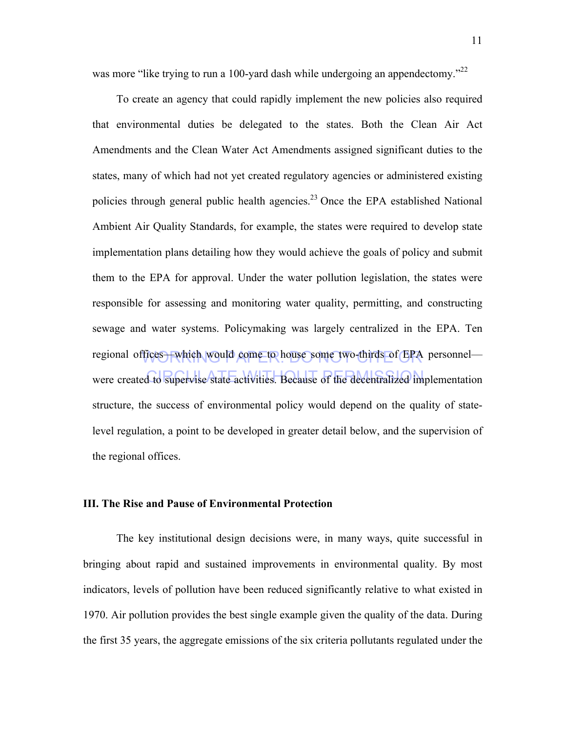was more "like trying to run a 100-yard dash while undergoing an appendectomy."[22]

To create an agency that could rapidly implement the new policies also required that environmental duties be delegated to the states. Both the Clean Air Act Amendments and the Clean Water Act Amendments assigned significant duties to the states, many of which had not yet created regulatory agencies or administered existing policies through general public health agencies.[23] Once the EPA established National Ambient Air Quality Standards, for example, the states were required to develop state implementation plans detailing how they would achieve the goals of policy and submit them to the EPA for approval. Under the water pollution legislation, the states were responsible for assessing and monitoring water quality, permitting, and constructing sewage and water systems. Policymaking was largely centralized in the EPA. Ten regional offices—which would come to house some two-thirds of EPA personnel—were created to supervise state activities. Because of the decentralized implementation structure, the success of environmental policy would depend on the quality of state-level regulation, a point to be developed in greater detail below, and the supervision of the regional offices.

### III. The Rise and Pause of Environmental Protection

The key institutional design decisions were, in many ways, quite successful in bringing about rapid and sustained improvements in environmental quality. By most indicators, levels of pollution have been reduced significantly relative to what existed in 1970. Air pollution provides the best single example given the quality of the data. During the first 35 years, the aggregate emissions of the six criteria pollutants regulated under the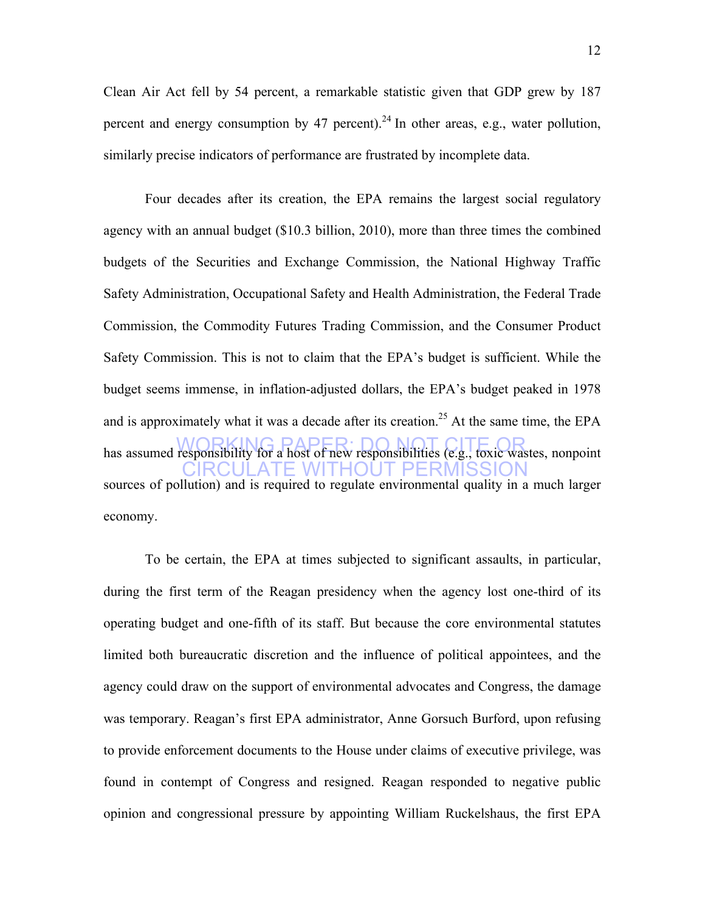Clean Air Act fell by 54 percent, a remarkable statistic given that GDP grew by 187 percent and energy consumption by 47 percent).[24] In other areas, e.g., water pollution, similarly precise indicators of performance are frustrated by incomplete data.

Four decades after its creation, the EPA remains the largest social regulatory agency with an annual budget ($10.3 billion, 2010), more than three times the combined budgets of the Securities and Exchange Commission, the National Highway Traffic Safety Administration, Occupational Safety and Health Administration, the Federal Trade Commission, the Commodity Futures Trading Commission, and the Consumer Product Safety Commission. This is not to claim that the EPA's budget is sufficient. While the budget seems immense, in inflation-adjusted dollars, the EPA's budget peaked in 1978 and is approximately what it was a decade after its creation.[25] At the same time, the EPA has assumed responsibility for a host of new responsibilities (e.g., toxic wastes, nonpoint sources of pollution) and is required to regulate environmental quality in a much larger economy.

WORKING PAPER: DO NOT CITE OR CIRCULATE WITHOUT PERMISSION

To be certain, the EPA at times subjected to significant assaults, in particular, during the first term of the Reagan presidency when the agency lost one-third of its operating budget and one-fifth of its staff. But because the core environmental statutes limited both bureaucratic discretion and the influence of political appointees, and the agency could draw on the support of environmental advocates and Congress, the damage was temporary. Reagan's first EPA administrator, Anne Gorsuch Burford, upon refusing to provide enforcement documents to the House under claims of executive privilege, was found in contempt of Congress and resigned. Reagan responded to negative public opinion and congressional pressure by appointing William Ruckelshaus, the first EPA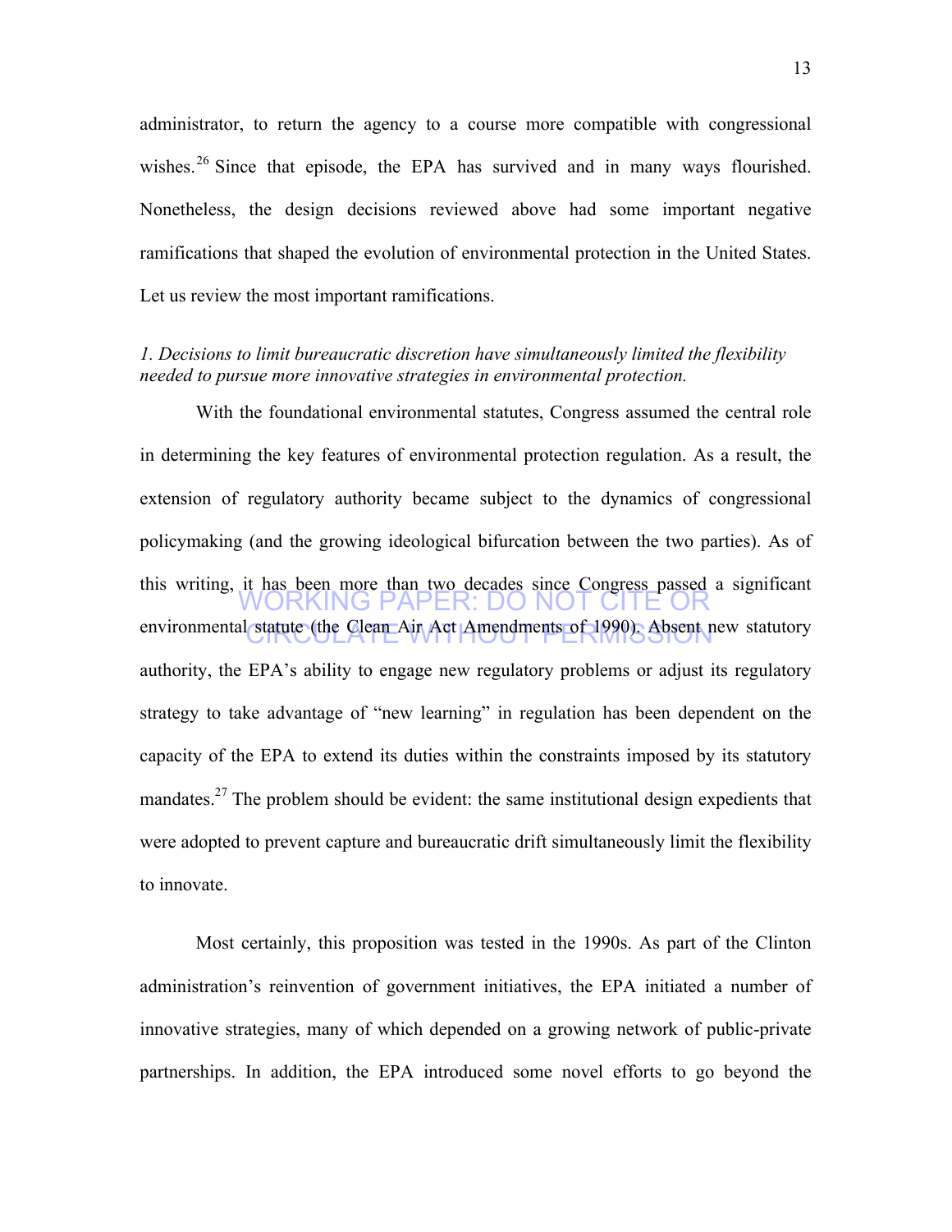administrator, to return the agency to a course more compatible with congressional wishes.[26] Since that episode, the EPA has survived and in many ways flourished. Nonetheless, the design decisions reviewed above had some important negative ramifications that shaped the evolution of environmental protection in the United States. Let us review the most important ramifications.

*1. Decisions to limit bureaucratic discretion have simultaneously limited the flexibility needed to pursue more innovative strategies in environmental protection.*

With the foundational environmental statutes, Congress assumed the central role in determining the key features of environmental protection regulation. As a result, the extension of regulatory authority became subject to the dynamics of congressional policymaking (and the growing ideological bifurcation between the two parties). As of this writing, it has been more than two decades since Congress passed a significant environmental statute (the Clean Air Act Amendments of 1990). Absent new statutory authority, the EPA's ability to engage new regulatory problems or adjust its regulatory strategy to take advantage of "new learning" in regulation has been dependent on the capacity of the EPA to extend its duties within the constraints imposed by its statutory mandates.[27] The problem should be evident: the same institutional design expedients that were adopted to prevent capture and bureaucratic drift simultaneously limit the flexibility to innovate.

Most certainly, this proposition was tested in the 1990s. As part of the Clinton administration's reinvention of government initiatives, the EPA initiated a number of innovative strategies, many of which depended on a growing network of public-private partnerships. In addition, the EPA introduced some novel efforts to go beyond the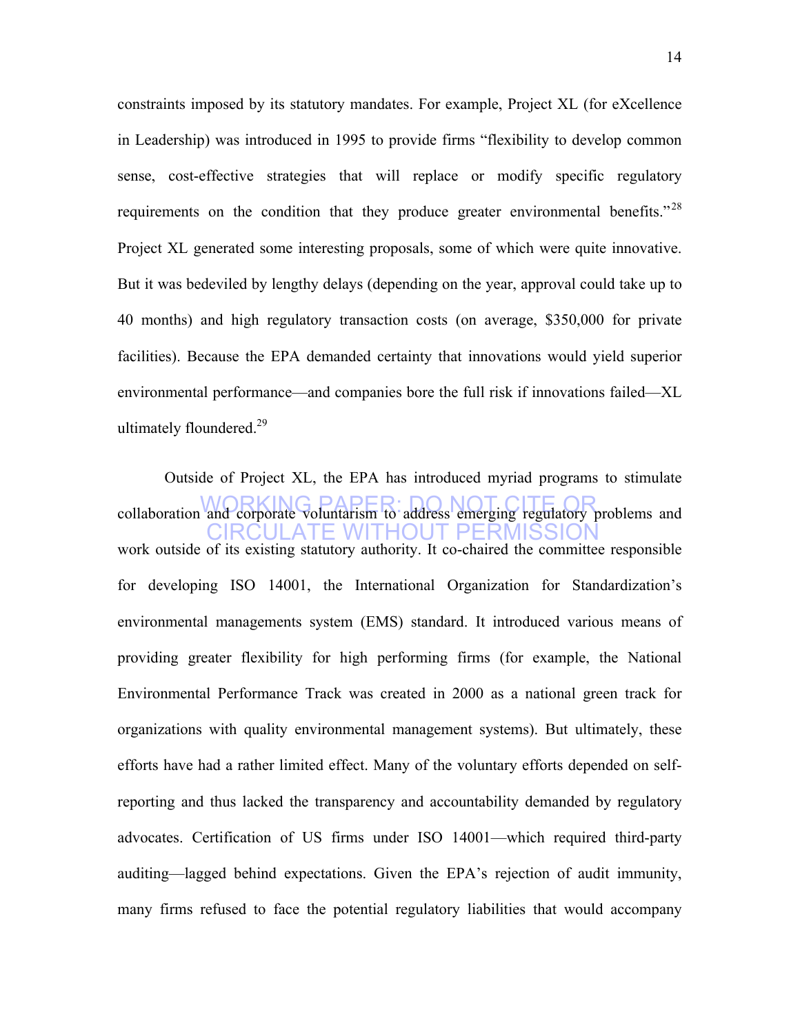constraints imposed by its statutory mandates. For example, Project XL (for eXcellence in Leadership) was introduced in 1995 to provide firms "flexibility to develop common sense, cost-effective strategies that will replace or modify specific regulatory requirements on the condition that they produce greater environmental benefits."[28] Project XL generated some interesting proposals, some of which were quite innovative. But it was bedeviled by lengthy delays (depending on the year, approval could take up to 40 months) and high regulatory transaction costs (on average, $350,000 for private facilities). Because the EPA demanded certainty that innovations would yield superior environmental performance—and companies bore the full risk if innovations failed—XL ultimately floundered.[29]

Outside of Project XL, the EPA has introduced myriad programs to stimulate collaboration and corporate voluntarism to address emerging regulatory problems and work outside of its existing statutory authority. It co-chaired the committee responsible for developing ISO 14001, the International Organization for Standardization's environmental managements system (EMS) standard. It introduced various means of providing greater flexibility for high performing firms (for example, the National Environmental Performance Track was created in 2000 as a national green track for organizations with quality environmental management systems). But ultimately, these efforts have had a rather limited effect. Many of the voluntary efforts depended on self-reporting and thus lacked the transparency and accountability demanded by regulatory advocates. Certification of US firms under ISO 14001—which required third-party auditing—lagged behind expectations. Given the EPA's rejection of audit immunity, many firms refused to face the potential regulatory liabilities that would accompany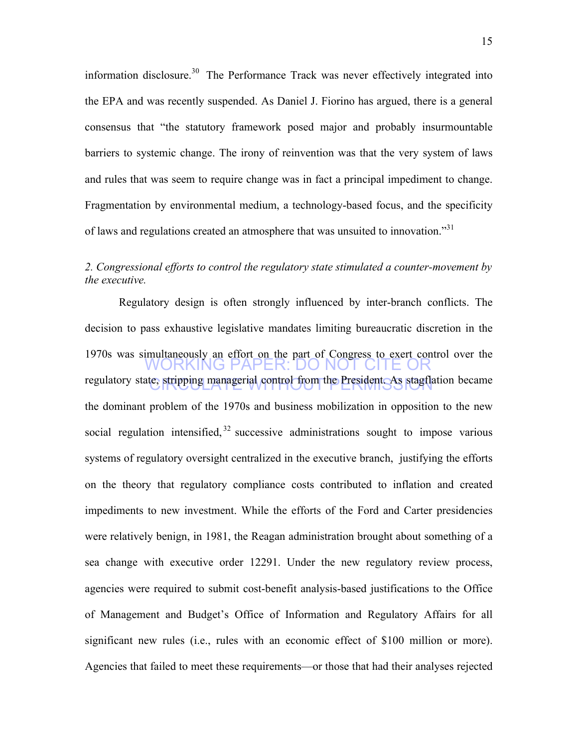information disclosure.[30] The Performance Track was never effectively integrated into the EPA and was recently suspended. As Daniel J. Fiorino has argued, there is a general consensus that "the statutory framework posed major and probably insurmountable barriers to systemic change. The irony of reinvention was that the very system of laws and rules that was seem to require change was in fact a principal impediment to change. Fragmentation by environmental medium, a technology-based focus, and the specificity of laws and regulations created an atmosphere that was unsuited to innovation."[31]

*2. Congressional efforts to control the regulatory state stimulated a counter-movement by the executive.*

Regulatory design is often strongly influenced by inter-branch conflicts. The decision to pass exhaustive legislative mandates limiting bureaucratic discretion in the 1970s was simultaneously an effort on the part of Congress to exert control over the regulatory state, stripping managerial control from the President. As stagflation became the dominant problem of the 1970s and business mobilization in opposition to the new social regulation intensified,[32] successive administrations sought to impose various systems of regulatory oversight centralized in the executive branch, justifying the efforts on the theory that regulatory compliance costs contributed to inflation and created impediments to new investment. While the efforts of the Ford and Carter presidencies were relatively benign, in 1981, the Reagan administration brought about something of a sea change with executive order 12291. Under the new regulatory review process, agencies were required to submit cost-benefit analysis-based justifications to the Office of Management and Budget's Office of Information and Regulatory Affairs for all significant new rules (i.e., rules with an economic effect of $100 million or more). Agencies that failed to meet these requirements—or those that had their analyses rejected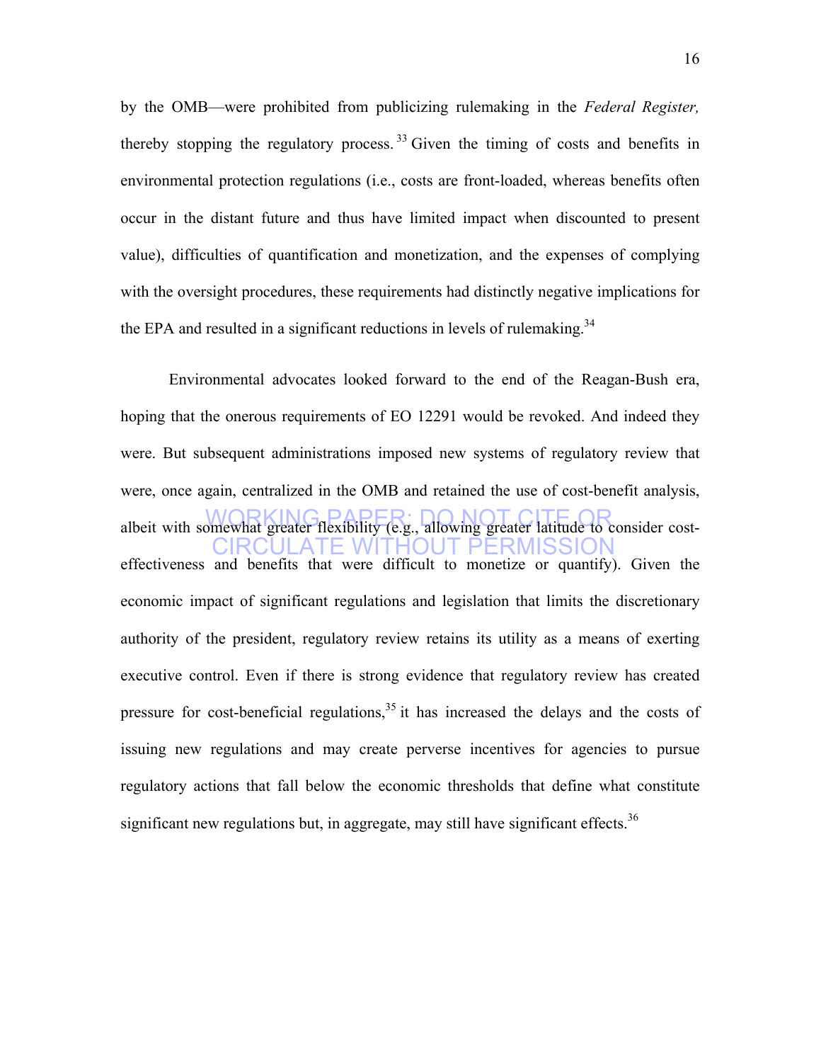by the OMB—were prohibited from publicizing rulemaking in the *Federal Register,* thereby stopping the regulatory process.[33] Given the timing of costs and benefits in environmental protection regulations (i.e., costs are front-loaded, whereas benefits often occur in the distant future and thus have limited impact when discounted to present value), difficulties of quantification and monetization, and the expenses of complying with the oversight procedures, these requirements had distinctly negative implications for the EPA and resulted in a significant reductions in levels of rulemaking.[34]

Environmental advocates looked forward to the end of the Reagan-Bush era, hoping that the onerous requirements of EO 12291 would be revoked. And indeed they were. But subsequent administrations imposed new systems of regulatory review that were, once again, centralized in the OMB and retained the use of cost-benefit analysis, albeit with somewhat greater flexibility (e.g., allowing greater latitude to consider cost-effectiveness and benefits that were difficult to monetize or quantify). Given the economic impact of significant regulations and legislation that limits the discretionary authority of the president, regulatory review retains its utility as a means of exerting executive control. Even if there is strong evidence that regulatory review has created pressure for cost-beneficial regulations,[35] it has increased the delays and the costs of issuing new regulations and may create perverse incentives for agencies to pursue regulatory actions that fall below the economic thresholds that define what constitute significant new regulations but, in aggregate, may still have significant effects.[36]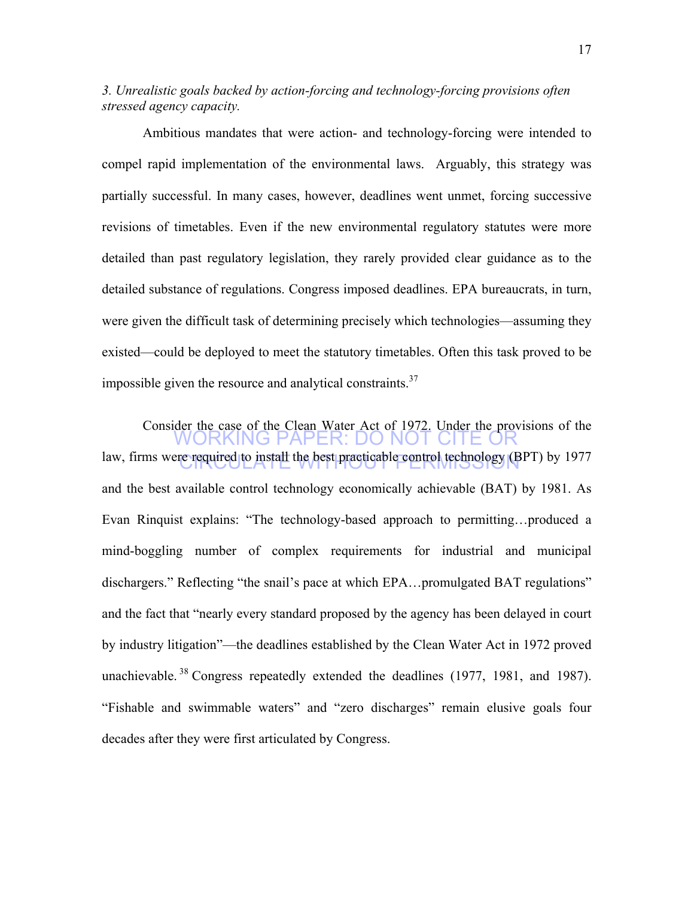*3. Unrealistic goals backed by action-forcing and technology-forcing provisions often stressed agency capacity.*

Ambitious mandates that were action- and technology-forcing were intended to compel rapid implementation of the environmental laws. Arguably, this strategy was partially successful. In many cases, however, deadlines went unmet, forcing successive revisions of timetables. Even if the new environmental regulatory statutes were more detailed than past regulatory legislation, they rarely provided clear guidance as to the detailed substance of regulations. Congress imposed deadlines. EPA bureaucrats, in turn, were given the difficult task of determining precisely which technologies—assuming they existed—could be deployed to meet the statutory timetables. Often this task proved to be impossible given the resource and analytical constraints.[37]

Consider the case of the Clean Water Act of 1972. Under the provisions of the law, firms were required to install the best practicable control technology (BPT) by 1977 and the best available control technology economically achievable (BAT) by 1981. As Evan Rinquist explains: "The technology-based approach to permitting…produced a mind-boggling number of complex requirements for industrial and municipal dischargers." Reflecting "the snail's pace at which EPA…promulgated BAT regulations" and the fact that "nearly every standard proposed by the agency has been delayed in court by industry litigation"—the deadlines established by the Clean Water Act in 1972 proved unachievable.[38] Congress repeatedly extended the deadlines (1977, 1981, and 1987). "Fishable and swimmable waters" and "zero discharges" remain elusive goals four decades after they were first articulated by Congress.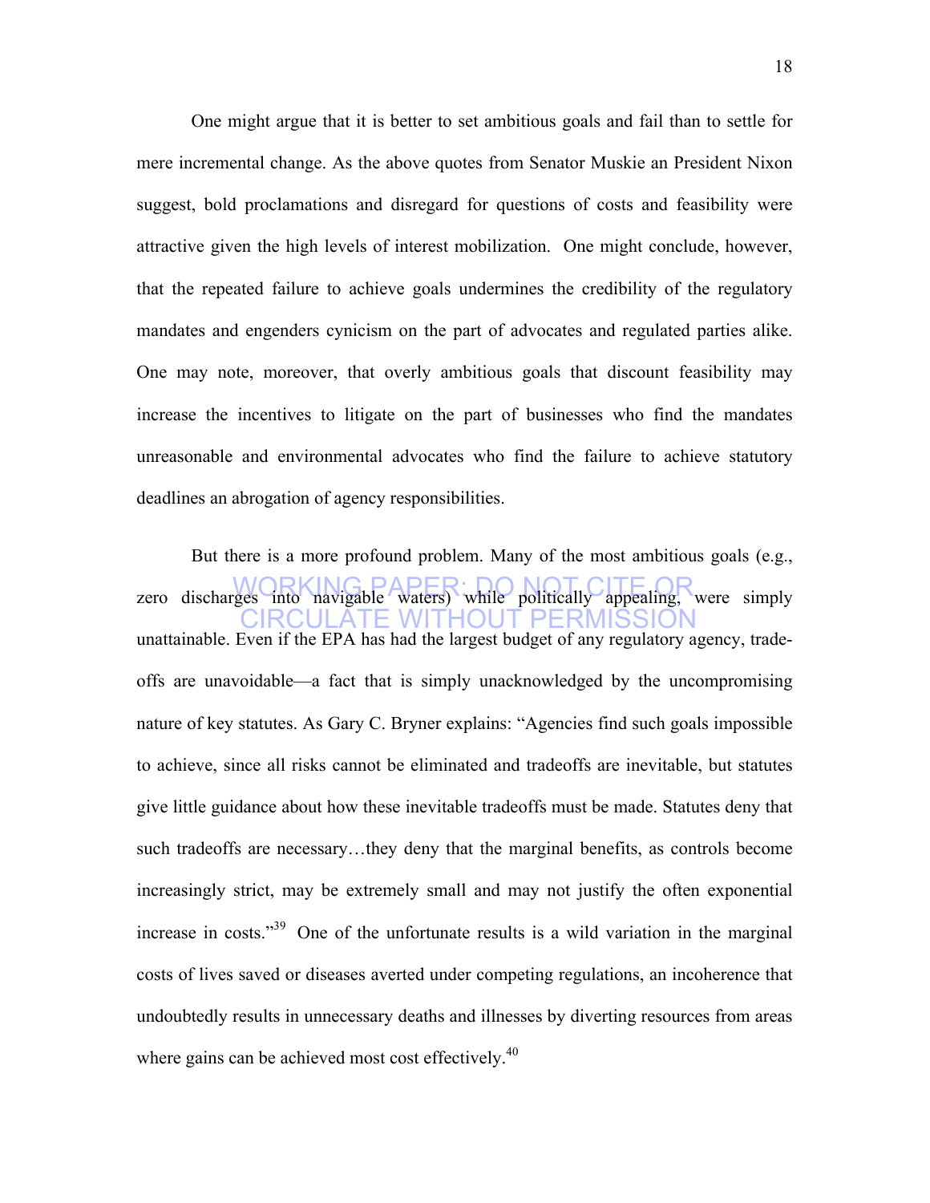One might argue that it is better to set ambitious goals and fail than to settle for mere incremental change. As the above quotes from Senator Muskie an President Nixon suggest, bold proclamations and disregard for questions of costs and feasibility were attractive given the high levels of interest mobilization. One might conclude, however, that the repeated failure to achieve goals undermines the credibility of the regulatory mandates and engenders cynicism on the part of advocates and regulated parties alike. One may note, moreover, that overly ambitious goals that discount feasibility may increase the incentives to litigate on the part of businesses who find the mandates unreasonable and environmental advocates who find the failure to achieve statutory deadlines an abrogation of agency responsibilities.

But there is a more profound problem. Many of the most ambitious goals (e.g., zero discharges into navigable waters) while politically appealing, were simply unattainable. Even if the EPA has had the largest budget of any regulatory agency, trade-offs are unavoidable—a fact that is simply unacknowledged by the uncompromising nature of key statutes. As Gary C. Bryner explains: "Agencies find such goals impossible to achieve, since all risks cannot be eliminated and tradeoffs are inevitable, but statutes give little guidance about how these inevitable tradeoffs must be made. Statutes deny that such tradeoffs are necessary…they deny that the marginal benefits, as controls become increasingly strict, may be extremely small and may not justify the often exponential increase in costs."[39] One of the unfortunate results is a wild variation in the marginal costs of lives saved or diseases averted under competing regulations, an incoherence that undoubtedly results in unnecessary deaths and illnesses by diverting resources from areas where gains can be achieved most cost effectively.[40]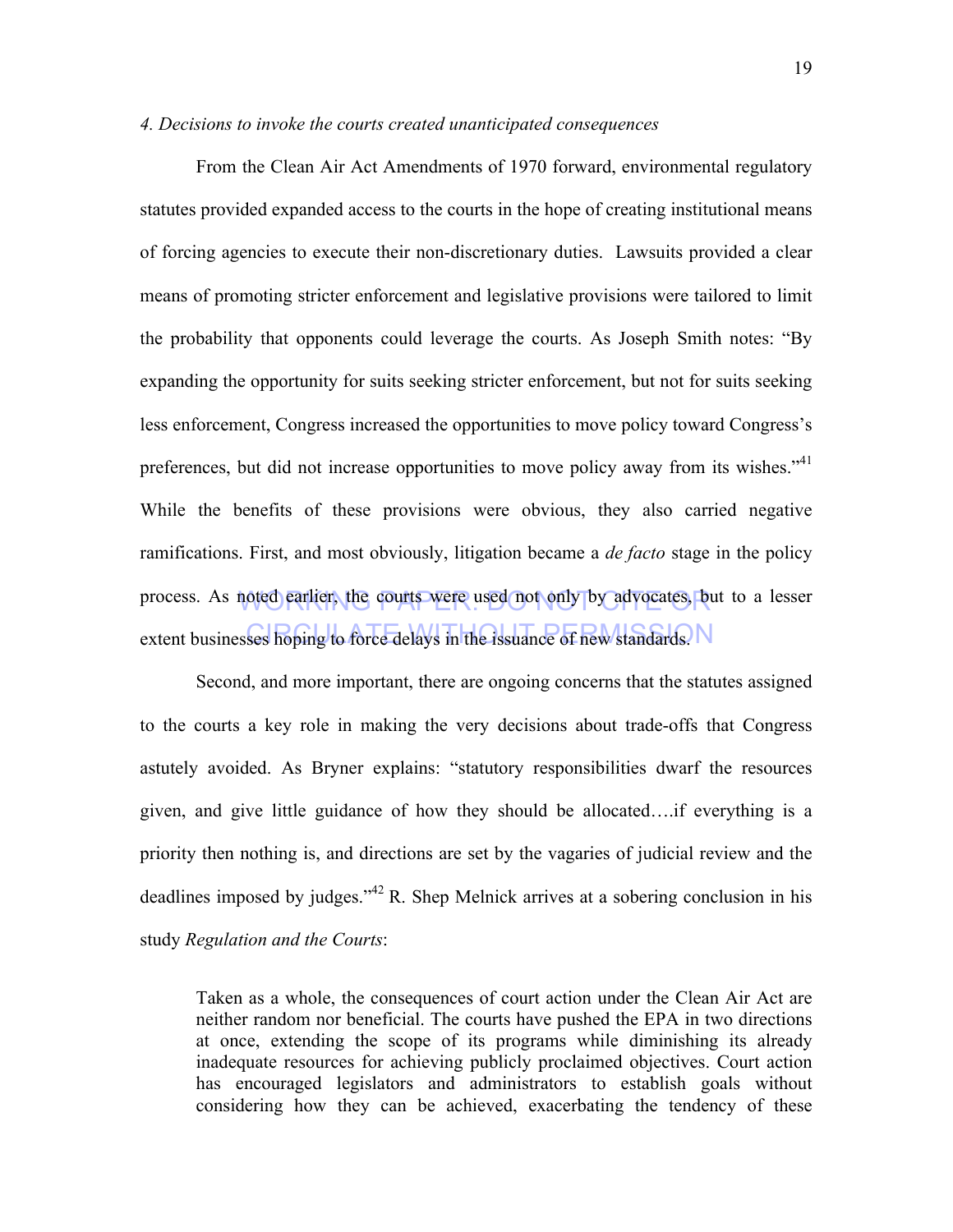*4. Decisions to invoke the courts created unanticipated consequences*

From the Clean Air Act Amendments of 1970 forward, environmental regulatory statutes provided expanded access to the courts in the hope of creating institutional means of forcing agencies to execute their non-discretionary duties. Lawsuits provided a clear means of promoting stricter enforcement and legislative provisions were tailored to limit the probability that opponents could leverage the courts. As Joseph Smith notes: "By expanding the opportunity for suits seeking stricter enforcement, but not for suits seeking less enforcement, Congress increased the opportunities to move policy toward Congress's preferences, but did not increase opportunities to move policy away from its wishes."[41] While the benefits of these provisions were obvious, they also carried negative ramifications. First, and most obviously, litigation became a *de facto* stage in the policy process. As noted earlier, the courts were used not only by advocates, but to a lesser extent businesses hoping to force delays in the issuance of new standards.

Second, and more important, there are ongoing concerns that the statutes assigned to the courts a key role in making the very decisions about trade-offs that Congress astutely avoided. As Bryner explains: "statutory responsibilities dwarf the resources given, and give little guidance of how they should be allocated….if everything is a priority then nothing is, and directions are set by the vagaries of judicial review and the deadlines imposed by judges."[42] R. Shep Melnick arrives at a sobering conclusion in his study *Regulation and the Courts*:

> Taken as a whole, the consequences of court action under the Clean Air Act are neither random nor beneficial. The courts have pushed the EPA in two directions at once, extending the scope of its programs while diminishing its already inadequate resources for achieving publicly proclaimed objectives. Court action has encouraged legislators and administrators to establish goals without considering how they can be achieved, exacerbating the tendency of these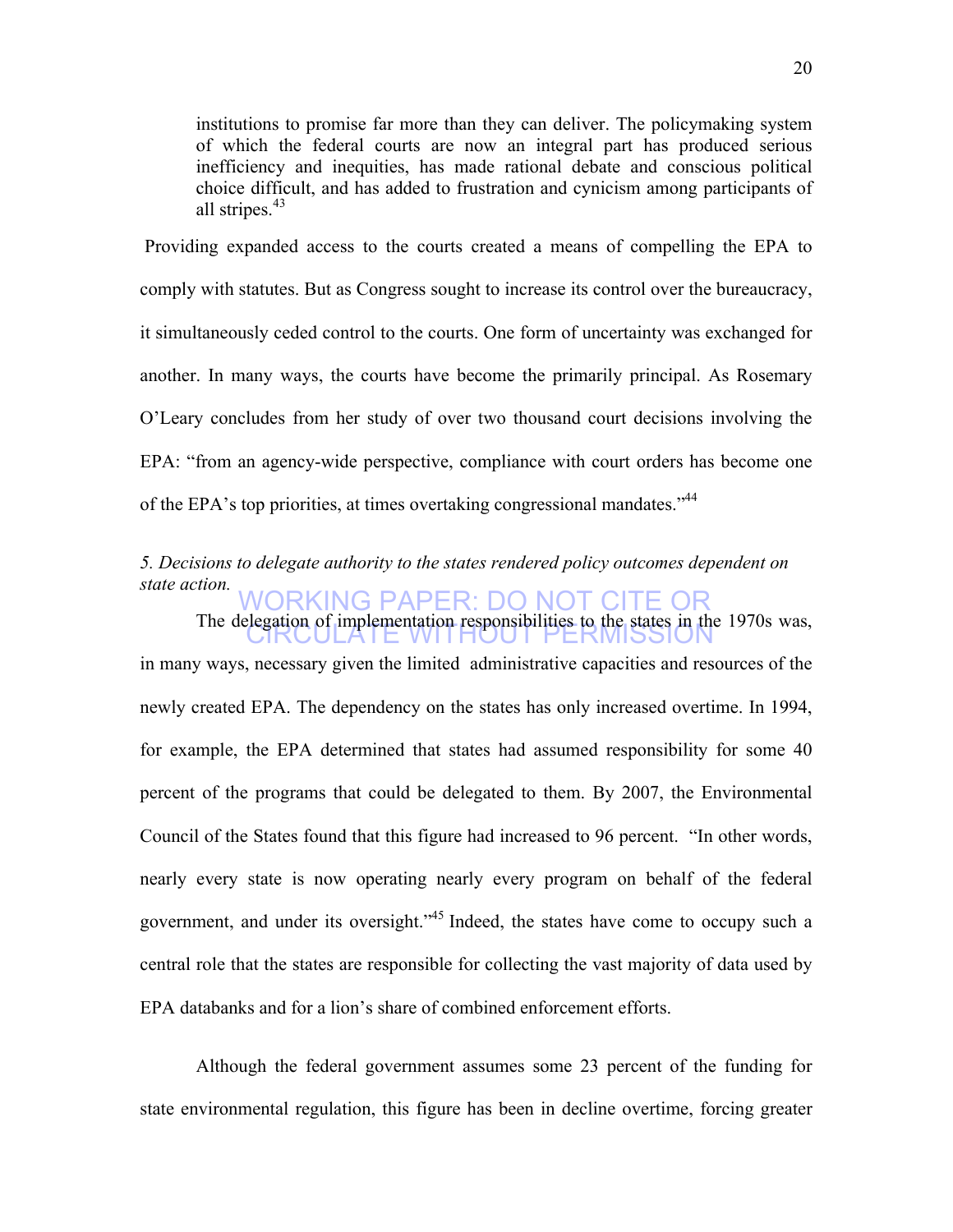> institutions to promise far more than they can deliver. The policymaking system of which the federal courts are now an integral part has produced serious inefficiency and inequities, has made rational debate and conscious political choice difficult, and has added to frustration and cynicism among participants of all stripes.[43]

Providing expanded access to the courts created a means of compelling the EPA to comply with statutes. But as Congress sought to increase its control over the bureaucracy, it simultaneously ceded control to the courts. One form of uncertainty was exchanged for another. In many ways, the courts have become the primarily principal. As Rosemary O'Leary concludes from her study of over two thousand court decisions involving the EPA: "from an agency-wide perspective, compliance with court orders has become one of the EPA's top priorities, at times overtaking congressional mandates."[44]

*5. Decisions to delegate authority to the states rendered policy outcomes dependent on state action.*

WORKING PAPER: DO NOT CITE OR CIRCULATE WITHOUT PERMISSION

The delegation of implementation responsibilities to the states in the 1970s was, in many ways, necessary given the limited administrative capacities and resources of the newly created EPA. The dependency on the states has only increased overtime. In 1994, for example, the EPA determined that states had assumed responsibility for some 40 percent of the programs that could be delegated to them. By 2007, the Environmental Council of the States found that this figure had increased to 96 percent. "In other words, nearly every state is now operating nearly every program on behalf of the federal government, and under its oversight."[45] Indeed, the states have come to occupy such a central role that the states are responsible for collecting the vast majority of data used by EPA databanks and for a lion's share of combined enforcement efforts.

Although the federal government assumes some 23 percent of the funding for state environmental regulation, this figure has been in decline overtime, forcing greater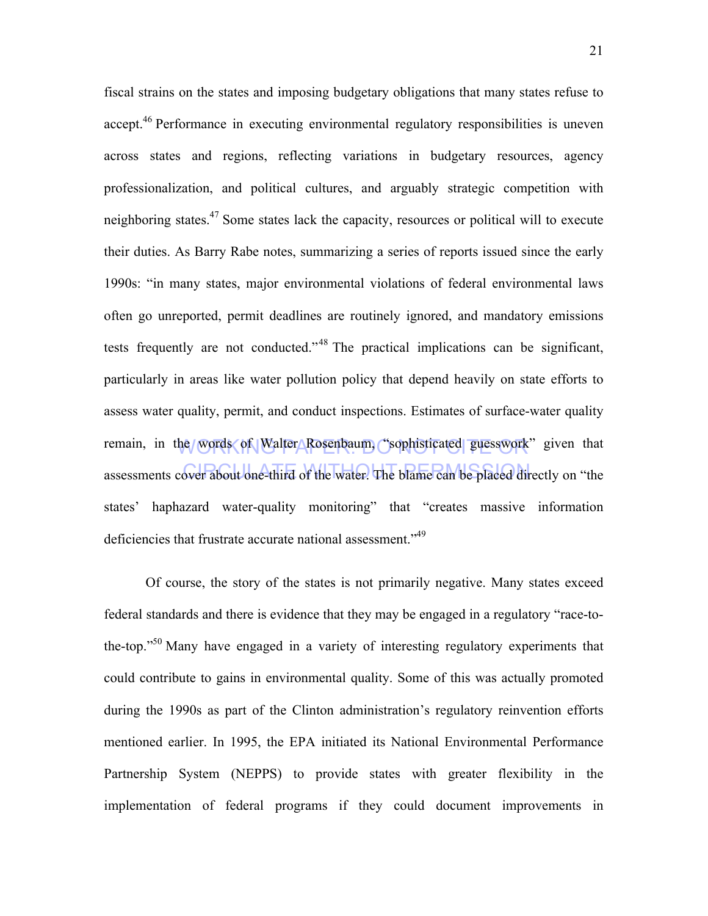fiscal strains on the states and imposing budgetary obligations that many states refuse to accept.[46] Performance in executing environmental regulatory responsibilities is uneven across states and regions, reflecting variations in budgetary resources, agency professionalization, and political cultures, and arguably strategic competition with neighboring states.[47] Some states lack the capacity, resources or political will to execute their duties. As Barry Rabe notes, summarizing a series of reports issued since the early 1990s: "in many states, major environmental violations of federal environmental laws often go unreported, permit deadlines are routinely ignored, and mandatory emissions tests frequently are not conducted."[48] The practical implications can be significant, particularly in areas like water pollution policy that depend heavily on state efforts to assess water quality, permit, and conduct inspections. Estimates of surface-water quality remain, in the words of Walter Rosenbaum, "sophisticated guesswork" given that assessments cover about one-third of the water. The blame can be placed directly on "the states' haphazard water-quality monitoring" that "creates massive information deficiencies that frustrate accurate national assessment."[49]

Of course, the story of the states is not primarily negative. Many states exceed federal standards and there is evidence that they may be engaged in a regulatory "race-to-the-top."[50] Many have engaged in a variety of interesting regulatory experiments that could contribute to gains in environmental quality. Some of this was actually promoted during the 1990s as part of the Clinton administration's regulatory reinvention efforts mentioned earlier. In 1995, the EPA initiated its National Environmental Performance Partnership System (NEPPS) to provide states with greater flexibility in the implementation of federal programs if they could document improvements in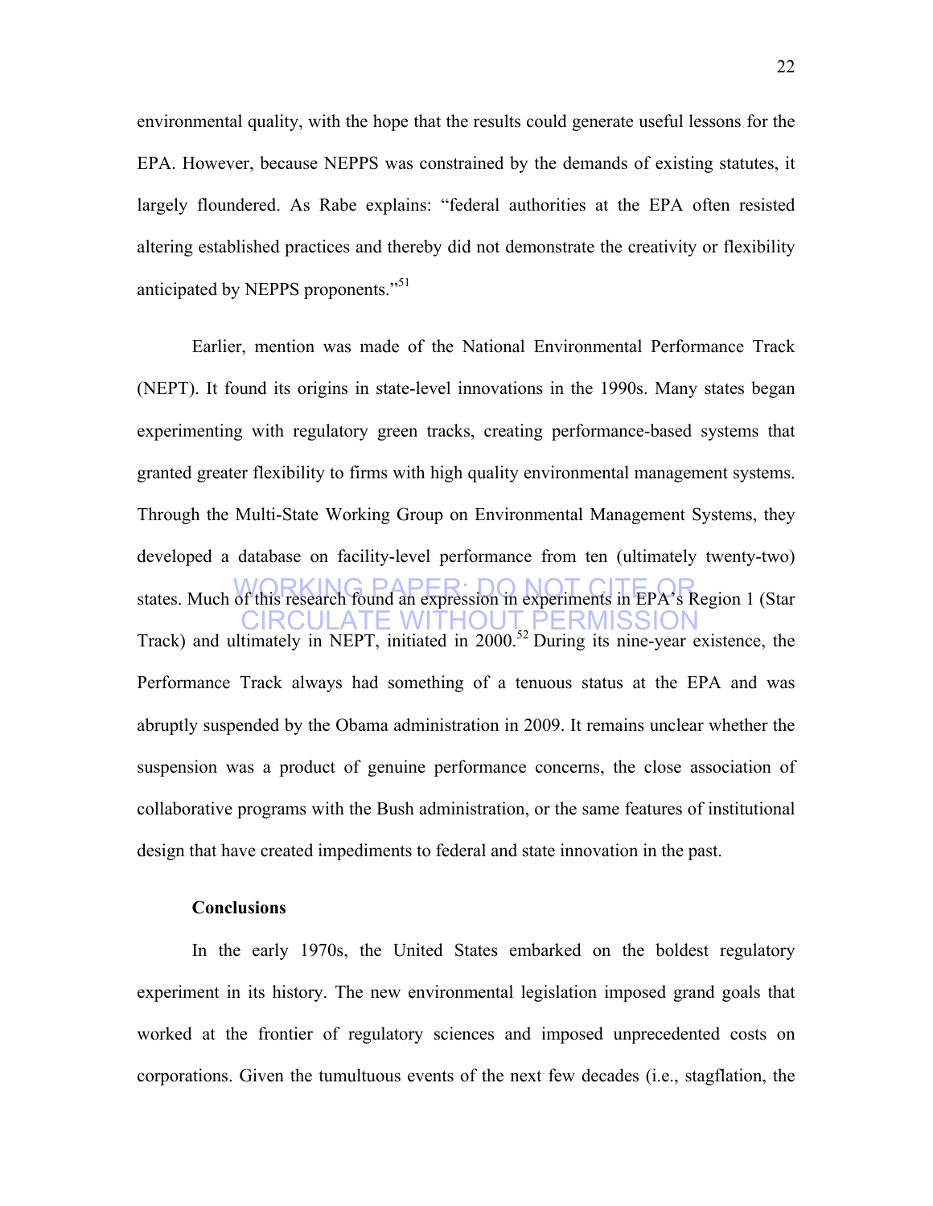environmental quality, with the hope that the results could generate useful lessons for the EPA. However, because NEPPS was constrained by the demands of existing statutes, it largely floundered. As Rabe explains: "federal authorities at the EPA often resisted altering established practices and thereby did not demonstrate the creativity or flexibility anticipated by NEPPS proponents."[51]

Earlier, mention was made of the National Environmental Performance Track (NEPT). It found its origins in state-level innovations in the 1990s. Many states began experimenting with regulatory green tracks, creating performance-based systems that granted greater flexibility to firms with high quality environmental management systems. Through the Multi-State Working Group on Environmental Management Systems, they developed a database on facility-level performance from ten (ultimately twenty-two) states. Much of this research found an expression in experiments in EPA's Region 1 (Star Track) and ultimately in NEPT, initiated in 2000.[52] During its nine-year existence, the Performance Track always had something of a tenuous status at the EPA and was abruptly suspended by the Obama administration in 2009. It remains unclear whether the suspension was a product of genuine performance concerns, the close association of collaborative programs with the Bush administration, or the same features of institutional design that have created impediments to federal and state innovation in the past.

WORKING PAPER: DO NOT CITE OR CIRCULATE WITHOUT PERMISSION

**Conclusions**

In the early 1970s, the United States embarked on the boldest regulatory experiment in its history. The new environmental legislation imposed grand goals that worked at the frontier of regulatory sciences and imposed unprecedented costs on corporations. Given the tumultuous events of the next few decades (i.e., stagflation, the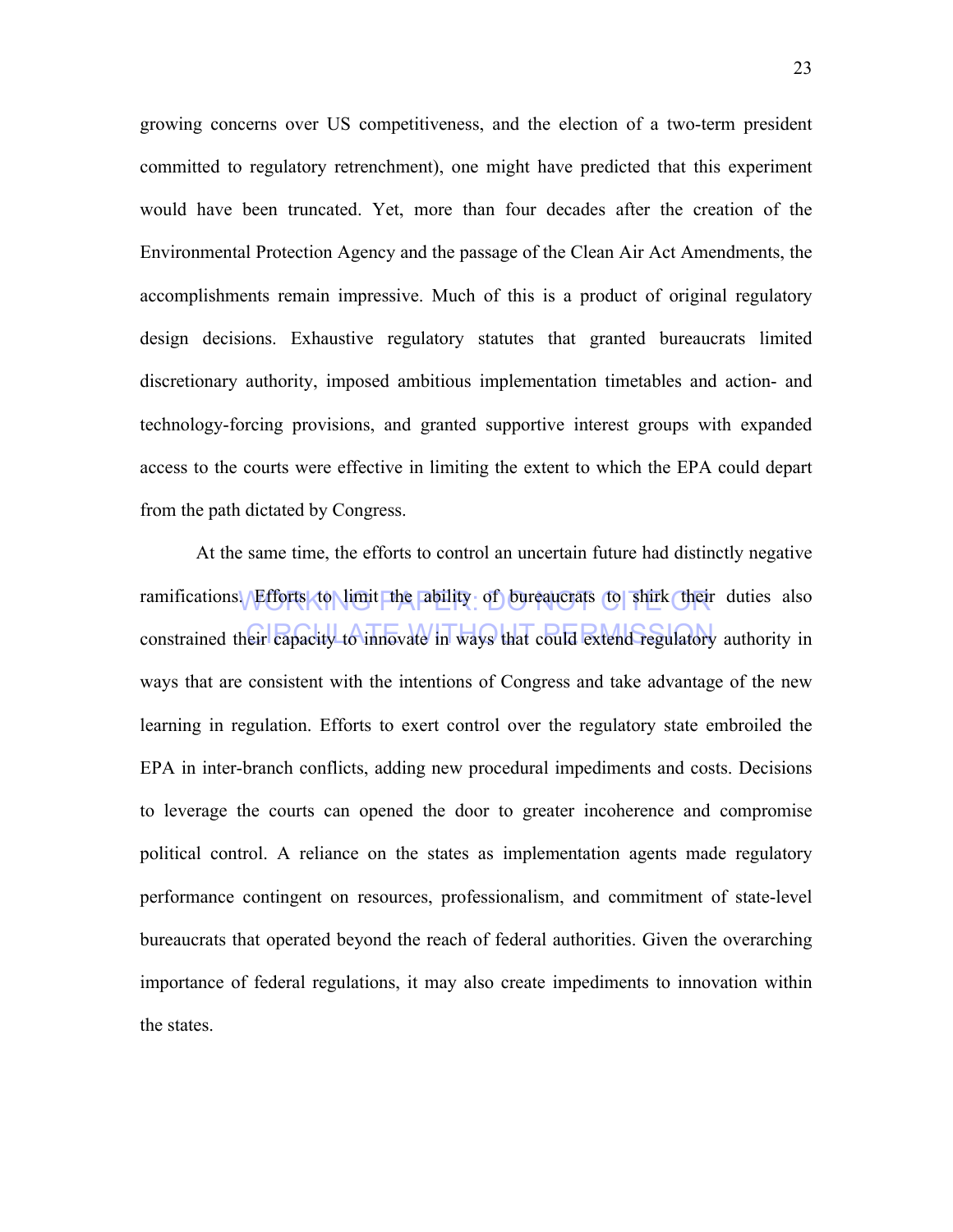growing concerns over US competitiveness, and the election of a two-term president committed to regulatory retrenchment), one might have predicted that this experiment would have been truncated. Yet, more than four decades after the creation of the Environmental Protection Agency and the passage of the Clean Air Act Amendments, the accomplishments remain impressive. Much of this is a product of original regulatory design decisions. Exhaustive regulatory statutes that granted bureaucrats limited discretionary authority, imposed ambitious implementation timetables and action- and technology-forcing provisions, and granted supportive interest groups with expanded access to the courts were effective in limiting the extent to which the EPA could depart from the path dictated by Congress.

At the same time, the efforts to control an uncertain future had distinctly negative ramifications. Efforts to limit the ability of bureaucrats to shirk their duties also constrained their capacity to innovate in ways that could extend regulatory authority in ways that are consistent with the intentions of Congress and take advantage of the new learning in regulation. Efforts to exert control over the regulatory state embroiled the EPA in inter-branch conflicts, adding new procedural impediments and costs. Decisions to leverage the courts can opened the door to greater incoherence and compromise political control. A reliance on the states as implementation agents made regulatory performance contingent on resources, professionalism, and commitment of state-level bureaucrats that operated beyond the reach of federal authorities. Given the overarching importance of federal regulations, it may also create impediments to innovation within the states.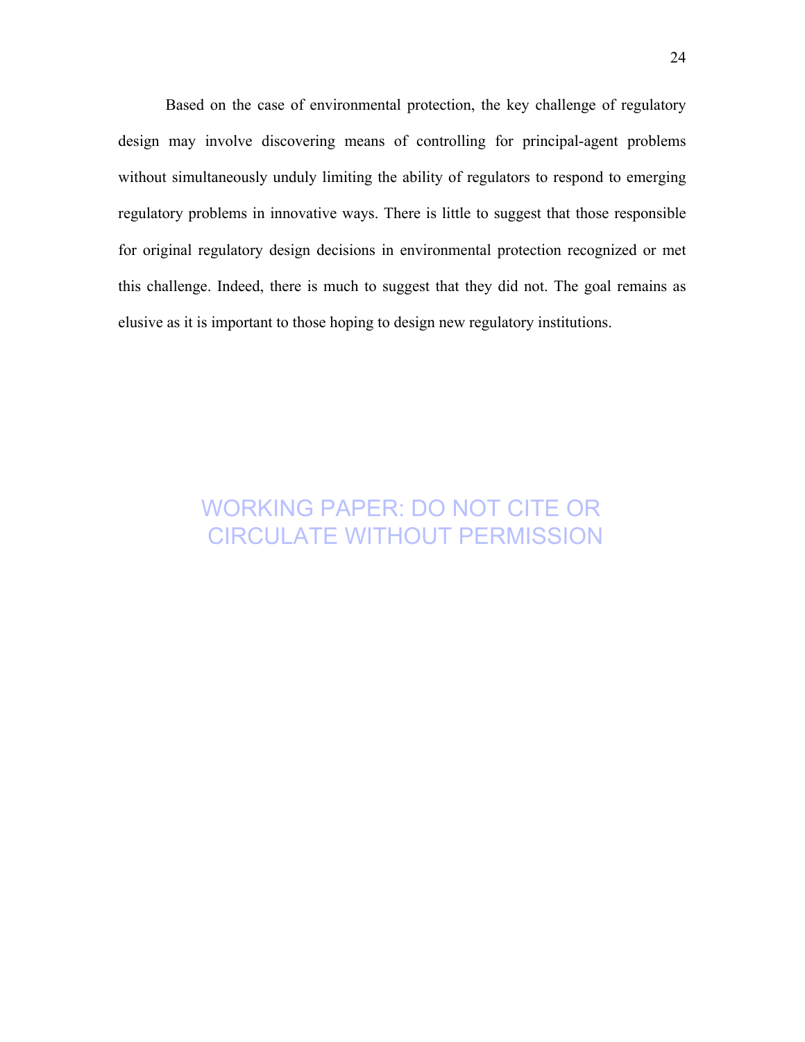Based on the case of environmental protection, the key challenge of regulatory design may involve discovering means of controlling for principal-agent problems without simultaneously unduly limiting the ability of regulators to respond to emerging regulatory problems in innovative ways. There is little to suggest that those responsible for original regulatory design decisions in environmental protection recognized or met this challenge. Indeed, there is much to suggest that they did not. The goal remains as elusive as it is important to those hoping to design new regulatory institutions.

WORKING PAPER: DO NOT CITE OR CIRCULATE WITHOUT PERMISSION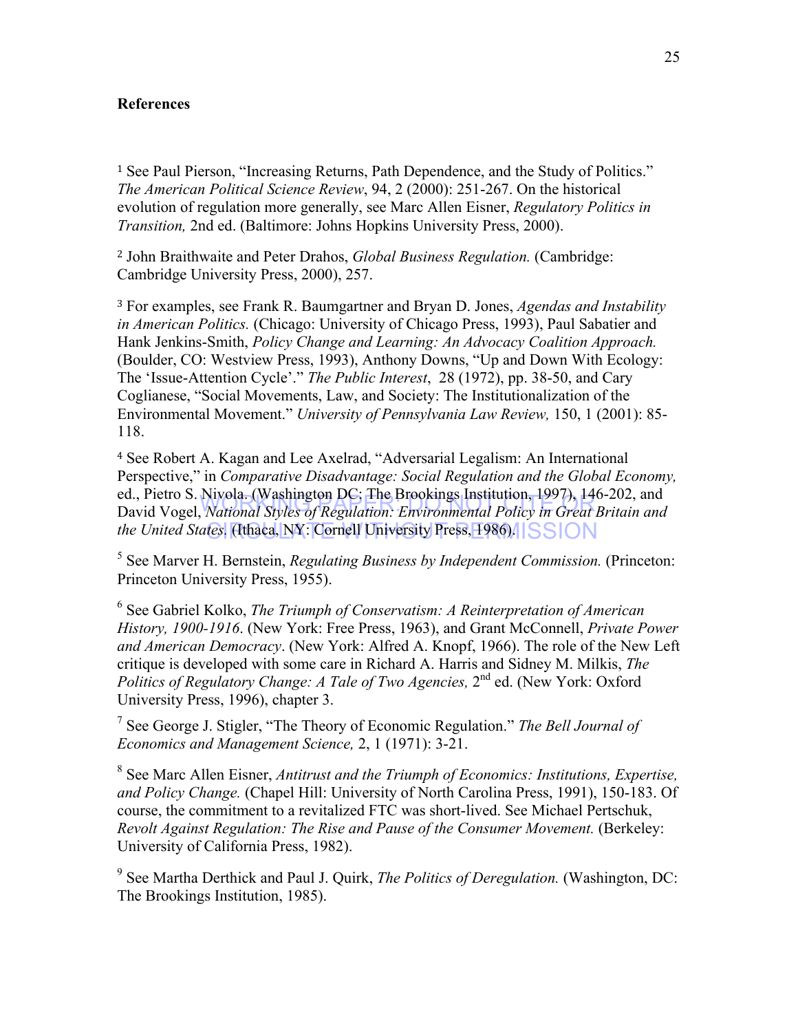**References**

[1] See Paul Pierson, "Increasing Returns, Path Dependence, and the Study of Politics." *The American Political Science Review*, 94, 2 (2000): 251-267. On the historical evolution of regulation more generally, see Marc Allen Eisner, *Regulatory Politics in Transition,* 2nd ed. (Baltimore: Johns Hopkins University Press, 2000).

[2] John Braithwaite and Peter Drahos, *Global Business Regulation.* (Cambridge: Cambridge University Press, 2000), 257.

[3] For examples, see Frank R. Baumgartner and Bryan D. Jones, *Agendas and Instability in American Politics.* (Chicago: University of Chicago Press, 1993), Paul Sabatier and Hank Jenkins-Smith, *Policy Change and Learning: An Advocacy Coalition Approach.* (Boulder, CO: Westview Press, 1993), Anthony Downs, "Up and Down With Ecology: The 'Issue-Attention Cycle'." *The Public Interest*, 28 (1972), pp. 38-50, and Cary Coglianese, "Social Movements, Law, and Society: The Institutionalization of the Environmental Movement." *University of Pennsylvania Law Review,* 150, 1 (2001): 85-118.

[4] See Robert A. Kagan and Lee Axelrad, "Adversarial Legalism: An International Perspective," in *Comparative Disadvantage: Social Regulation and the Global Economy,* ed., Pietro S. Nivola. (Washington DC: The Brookings Institution, 1997), 146-202, and David Vogel, *National Styles of Regulation: Environmental Policy in Great Britain and the United States.* (Ithaca, NY: Cornell University Press, 1986).

WORKING PAPER: DO NOT CITE OR CIRCULATE WITHOUT PERMISSION

[5] See Marver H. Bernstein, *Regulating Business by Independent Commission.* (Princeton: Princeton University Press, 1955).

[6] See Gabriel Kolko, *The Triumph of Conservatism: A Reinterpretation of American History, 1900-1916.* (New York: Free Press, 1963), and Grant McConnell, *Private Power and American Democracy*. (New York: Alfred A. Knopf, 1966). The role of the New Left critique is developed with some care in Richard A. Harris and Sidney M. Milkis, *The Politics of Regulatory Change: A Tale of Two Agencies,* 2nd ed. (New York: Oxford University Press, 1996), chapter 3.

[7] See George J. Stigler, "The Theory of Economic Regulation." *The Bell Journal of Economics and Management Science,* 2, 1 (1971): 3-21.

[8] See Marc Allen Eisner, *Antitrust and the Triumph of Economics: Institutions, Expertise, and Policy Change.* (Chapel Hill: University of North Carolina Press, 1991), 150-183. Of course, the commitment to a revitalized FTC was short-lived. See Michael Pertschuk, *Revolt Against Regulation: The Rise and Pause of the Consumer Movement.* (Berkeley: University of California Press, 1982).

[9] See Martha Derthick and Paul J. Quirk, *The Politics of Deregulation.* (Washington, DC: The Brookings Institution, 1985).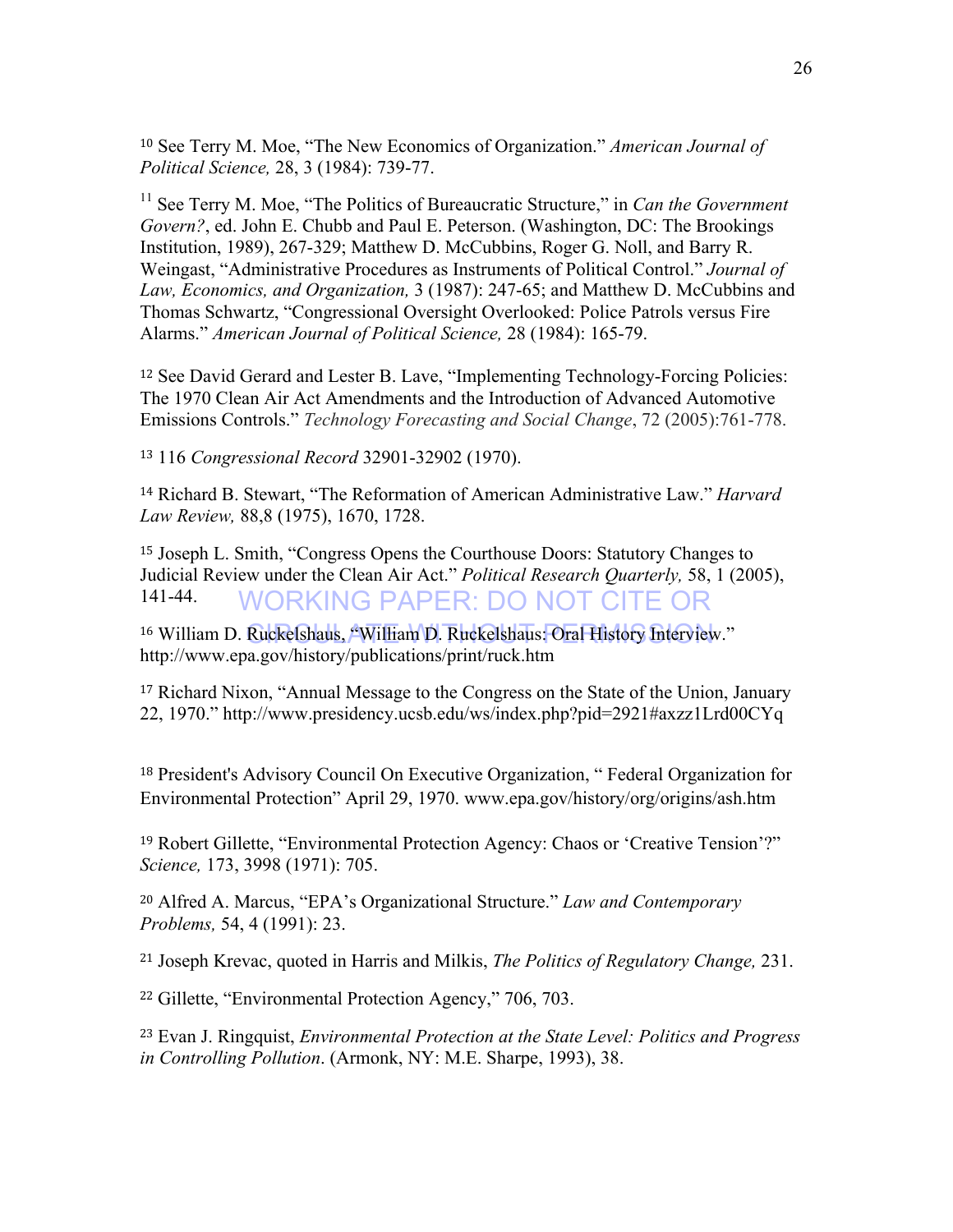[10] See Terry M. Moe, "The New Economics of Organization." *American Journal of Political Science,* 28, 3 (1984): 739-77.

[11] See Terry M. Moe, "The Politics of Bureaucratic Structure," in *Can the Government Govern?*, ed. John E. Chubb and Paul E. Peterson. (Washington, DC: The Brookings Institution, 1989), 267-329; Matthew D. McCubbins, Roger G. Noll, and Barry R. Weingast, "Administrative Procedures as Instruments of Political Control." *Journal of Law, Economics, and Organization,* 3 (1987): 247-65; and Matthew D. McCubbins and Thomas Schwartz, "Congressional Oversight Overlooked: Police Patrols versus Fire Alarms." *American Journal of Political Science,* 28 (1984): 165-79.

[12] See David Gerard and Lester B. Lave, "Implementing Technology-Forcing Policies: The 1970 Clean Air Act Amendments and the Introduction of Advanced Automotive Emissions Controls." *Technology Forecasting and Social Change*, 72 (2005):761-778.

[13] 116 *Congressional Record* 32901-32902 (1970).

[14] Richard B. Stewart, "The Reformation of American Administrative Law." *Harvard Law Review,* 88,8 (1975), 1670, 1728.

[15] Joseph L. Smith, "Congress Opens the Courthouse Doors: Statutory Changes to Judicial Review under the Clean Air Act." *Political Research Quarterly,* 58, 1 (2005), 141-44.

WORKING PAPER: DO NOT CITE OR CIRCULATE WITHOUT PERMISSION

[16] William D. Ruckelshaus, "William D. Ruckelshaus: Oral History Interview." http://www.epa.gov/history/publications/print/ruck.htm

[17] Richard Nixon, "Annual Message to the Congress on the State of the Union, January 22, 1970." http://www.presidency.ucsb.edu/ws/index.php?pid=2921#axzz1Lrd00CYq

[18] President's Advisory Council On Executive Organization, " Federal Organization for Environmental Protection" April 29, 1970. www.epa.gov/history/org/origins/ash.htm

[19] Robert Gillette, "Environmental Protection Agency: Chaos or 'Creative Tension'?" *Science,* 173, 3998 (1971): 705.

[20] Alfred A. Marcus, "EPA's Organizational Structure." *Law and Contemporary Problems,* 54, 4 (1991): 23.

[21] Joseph Krevac, quoted in Harris and Milkis, *The Politics of Regulatory Change,* 231.

[22] Gillette, "Environmental Protection Agency," 706, 703.

[23] Evan J. Ringquist, *Environmental Protection at the State Level: Politics and Progress in Controlling Pollution*. (Armonk, NY: M.E. Sharpe, 1993), 38.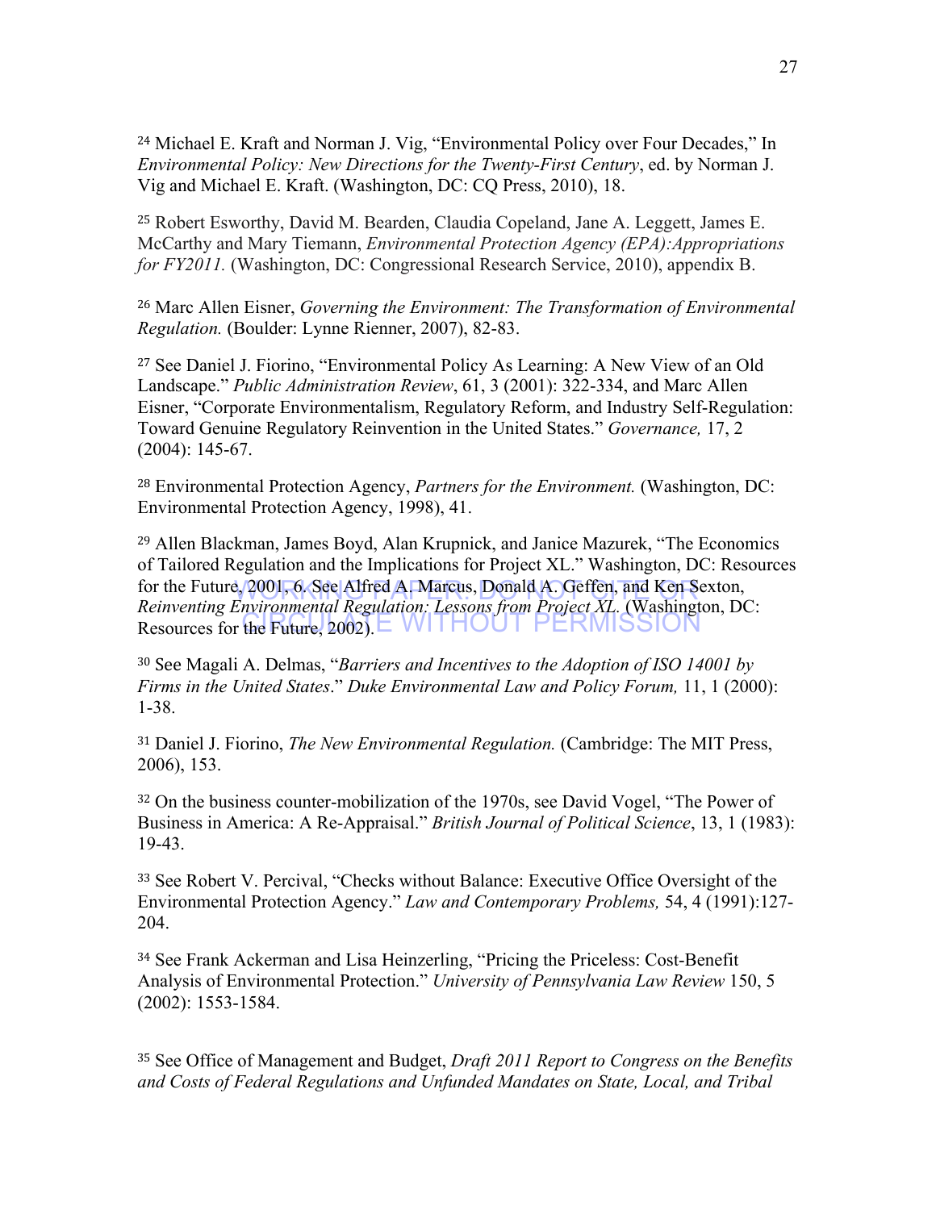[24] Michael E. Kraft and Norman J. Vig, "Environmental Policy over Four Decades," In *Environmental Policy: New Directions for the Twenty-First Century*, ed. by Norman J. Vig and Michael E. Kraft. (Washington, DC: CQ Press, 2010), 18.

[25] Robert Esworthy, David M. Bearden, Claudia Copeland, Jane A. Leggett, James E. McCarthy and Mary Tiemann, *Environmental Protection Agency (EPA):Appropriations for FY2011.* (Washington, DC: Congressional Research Service, 2010), appendix B.

[26] Marc Allen Eisner, *Governing the Environment: The Transformation of Environmental Regulation.* (Boulder: Lynne Rienner, 2007), 82-83.

[27] See Daniel J. Fiorino, "Environmental Policy As Learning: A New View of an Old Landscape." *Public Administration Review*, 61, 3 (2001): 322-334, and Marc Allen Eisner, "Corporate Environmentalism, Regulatory Reform, and Industry Self-Regulation: Toward Genuine Regulatory Reinvention in the United States." *Governance,* 17, 2 (2004): 145-67.

[28] Environmental Protection Agency, *Partners for the Environment.* (Washington, DC: Environmental Protection Agency, 1998), 41.

[29] Allen Blackman, James Boyd, Alan Krupnick, and Janice Mazurek, "The Economics of Tailored Regulation and the Implications for Project XL." Washington, DC: Resources for the Future, 2001, 6. See Alfred A. Marcus, Donald A. Geffen, and Ken Sexton, *Reinventing Environmental Regulation: Lessons from Project XL.* (Washington, DC: Resources for the Future, 2002).

WORKING PAPER: DO NOT CITE OR CIRCULATE WITHOUT PERMISSION

[30] See Magali A. Delmas, "*Barriers and Incentives to the Adoption of ISO 14001 by Firms in the United States*." *Duke Environmental Law and Policy Forum,* 11, 1 (2000): 1-38.

[31] Daniel J. Fiorino, *The New Environmental Regulation.* (Cambridge: The MIT Press, 2006), 153.

[32] On the business counter-mobilization of the 1970s, see David Vogel, "The Power of Business in America: A Re-Appraisal." *British Journal of Political Science*, 13, 1 (1983): 19-43.

[33] See Robert V. Percival, "Checks without Balance: Executive Office Oversight of the Environmental Protection Agency." *Law and Contemporary Problems,* 54, 4 (1991):127-204.

[34] See Frank Ackerman and Lisa Heinzerling, "Pricing the Priceless: Cost-Benefit Analysis of Environmental Protection." *University of Pennsylvania Law Review* 150, 5 (2002): 1553-1584.

[35] See Office of Management and Budget, *Draft 2011 Report to Congress on the Benefits and Costs of Federal Regulations and Unfunded Mandates on State, Local, and Tribal*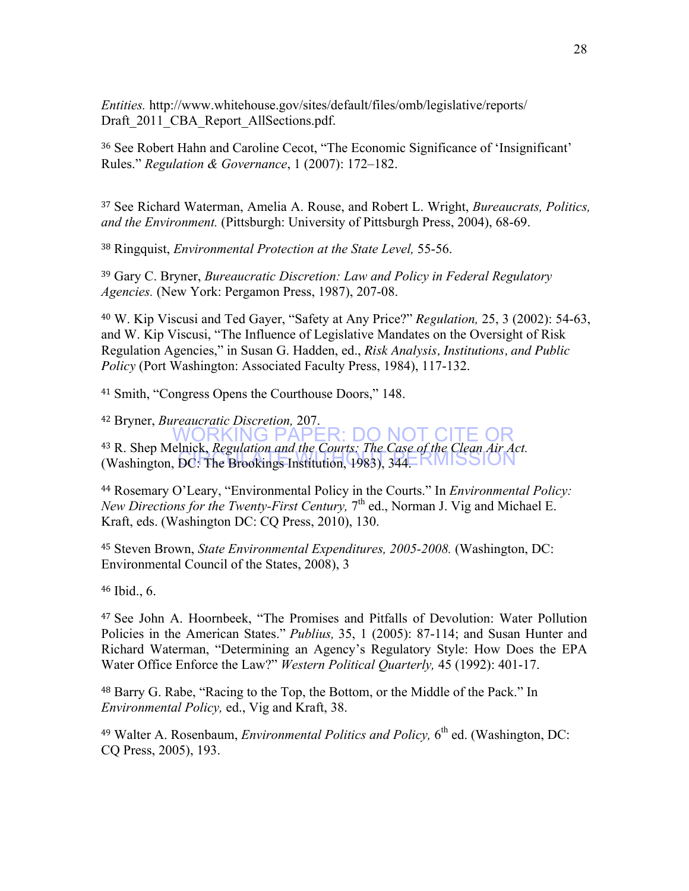*Entities.* http://www.whitehouse.gov/sites/default/files/omb/legislative/reports/Draft_2011_CBA_Report_AllSections.pdf.

[36] See Robert Hahn and Caroline Cecot, "The Economic Significance of 'Insignificant' Rules." *Regulation & Governance*, 1 (2007): 172–182.

[37] See Richard Waterman, Amelia A. Rouse, and Robert L. Wright, *Bureaucrats, Politics, and the Environment.* (Pittsburgh: University of Pittsburgh Press, 2004), 68-69.

[38] Ringquist, *Environmental Protection at the State Level,* 55-56.

[39] Gary C. Bryner, *Bureaucratic Discretion: Law and Policy in Federal Regulatory Agencies.* (New York: Pergamon Press, 1987), 207-08.

[40] W. Kip Viscusi and Ted Gayer, "Safety at Any Price?" *Regulation,* 25, 3 (2002): 54-63, and W. Kip Viscusi, "The Influence of Legislative Mandates on the Oversight of Risk Regulation Agencies," in Susan G. Hadden, ed., *Risk Analysis, Institutions, and Public Policy* (Port Washington: Associated Faculty Press, 1984), 117-132.

[41] Smith, "Congress Opens the Courthouse Doors," 148.

[42] Bryner, *Bureaucratic Discretion,* 207.

WORKING PAPER: DO NOT CITE OR CIRCULATE WITHOUT PERMISSION

[43] R. Shep Melnick, *Regulation and the Courts: The Case of the Clean Air Act.* (Washington, DC: The Brookings Institution, 1983), 344.

[44] Rosemary O'Leary, "Environmental Policy in the Courts." In *Environmental Policy: New Directions for the Twenty-First Century,* 7th ed., Norman J. Vig and Michael E. Kraft, eds. (Washington DC: CQ Press, 2010), 130.

[45] Steven Brown, *State Environmental Expenditures, 2005-2008.* (Washington, DC: Environmental Council of the States, 2008), 3

[46] Ibid., 6.

[47] See John A. Hoornbeek, "The Promises and Pitfalls of Devolution: Water Pollution Policies in the American States." *Publius,* 35, 1 (2005): 87-114; and Susan Hunter and Richard Waterman, "Determining an Agency's Regulatory Style: How Does the EPA Water Office Enforce the Law?" *Western Political Quarterly,* 45 (1992): 401-17.

[48] Barry G. Rabe, "Racing to the Top, the Bottom, or the Middle of the Pack." In *Environmental Policy,* ed., Vig and Kraft, 38.

[49] Walter A. Rosenbaum, *Environmental Politics and Policy,* 6th ed. (Washington, DC: CQ Press, 2005), 193.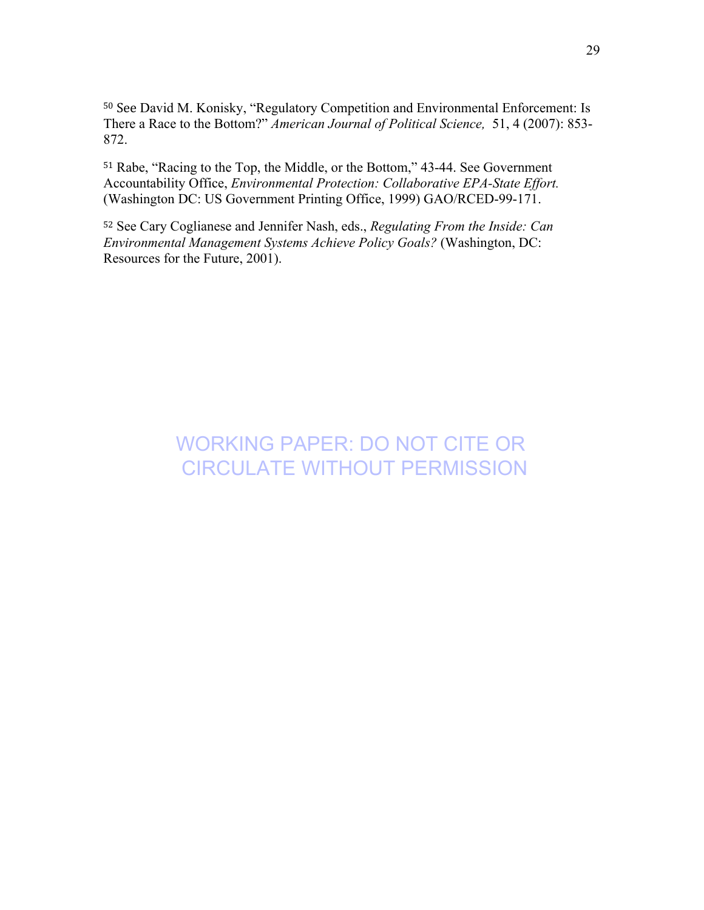[50] See David M. Konisky, "Regulatory Competition and Environmental Enforcement: Is There a Race to the Bottom?" *American Journal of Political Science,* 51, 4 (2007): 853-872.

[51] Rabe, "Racing to the Top, the Middle, or the Bottom," 43-44. See Government Accountability Office, *Environmental Protection: Collaborative EPA-State Effort.* (Washington DC: US Government Printing Office, 1999) GAO/RCED-99-171.

[52] See Cary Coglianese and Jennifer Nash, eds., *Regulating From the Inside: Can Environmental Management Systems Achieve Policy Goals?* (Washington, DC: Resources for the Future, 2001).

WORKING PAPER: DO NOT CITE OR CIRCULATE WITHOUT PERMISSION